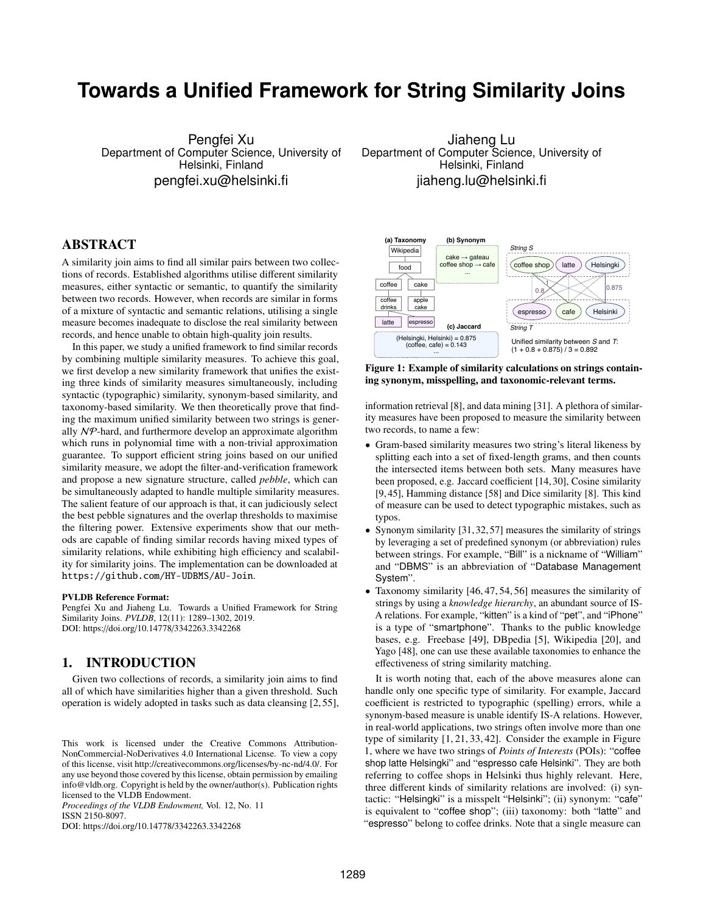# Towards a Unified Framework for String Similarity Joins

Pengfei Xu
Department of Computer Science, University of Helsinki, Finland
pengfei.xu@helsinki.fi

Jiaheng Lu
Department of Computer Science, University of Helsinki, Finland
jiaheng.lu@helsinki.fi

## ABSTRACT

A similarity join aims to find all similar pairs between two collections of records. Established algorithms utilise different similarity measures, either syntactic or semantic, to quantify the similarity between two records. However, when records are similar in forms of a mixture of syntactic and semantic relations, utilising a single measure becomes inadequate to disclose the real similarity between records, and hence unable to obtain high-quality join results.

In this paper, we study a unified framework to find similar records by combining multiple similarity measures. To achieve this goal, we first develop a new similarity framework that unifies the existing three kinds of similarity measures simultaneously, including syntactic (typographic) similarity, synonym-based similarity, and taxonomy-based similarity. We then theoretically prove that finding the maximum unified similarity between two strings is generally $\mathcal{NP}$-hard, and furthermore develop an approximate algorithm which runs in polynomial time with a non-trivial approximation guarantee. To support efficient string joins based on our unified similarity measure, we adopt the filter-and-verification framework and propose a new signature structure, called *pebble*, which can be simultaneously adapted to handle multiple similarity measures. The salient feature of our approach is that, it can judiciously select the best pebble signatures and the overlap thresholds to maximise the filtering power. Extensive experiments show that our methods are capable of finding similar records having mixed types of similarity relations, while exhibiting high efficiency and scalability for similarity joins. The implementation can be downloaded at `https://github.com/HY-UDBMS/AU-Join`.

**PVLDB Reference Format:**
Pengfei Xu and Jiaheng Lu. Towards a Unified Framework for String Similarity Joins. *PVLDB*, 12(11): 1289–1302, 2019.
DOI: https://doi.org/10.14778/3342263.3342268

## 1. INTRODUCTION

Given two collections of records, a similarity join aims to find all of which have similarities higher than a given threshold. Such operation is widely adopted in tasks such as data cleansing [2, 55], information retrieval [8], and data mining [31]. A plethora of similarity measures have been proposed to measure the similarity between two records, to name a few:

- Gram-based similarity measures two string's literal likeness by splitting each into a set of fixed-length grams, and then counts the intersected items between both sets. Many measures have been proposed, e.g. Jaccard coefficient [14, 30], Cosine similarity [9, 45], Hamming distance [58] and Dice similarity [8]. This kind of measure can be used to detect typographic mistakes, such as typos.
- Synonym similarity [31, 32, 57] measures the similarity of strings by leveraging a set of predefined synonym (or abbreviation) rules between strings. For example, "Bill" is a nickname of "William" and "DBMS" is an abbreviation of "Database Management System".
- Taxonomy similarity [46, 47, 54, 56] measures the similarity of strings by using a *knowledge hierarchy*, an abundant source of IS-A relations. For example, "kitten" is a kind of "pet", and "iPhone" is a type of "smartphone". Thanks to the public knowledge bases, e.g. Freebase [49], DBpedia [5], Wikipedia [20], and Yago [48], one can use these available taxonomies to enhance the effectiveness of string similarity matching.

It is worth noting that, each of the above measures alone can handle only one specific type of similarity. For example, Jaccard coefficient is restricted to typographic (spelling) errors, while a synonym-based measure is unable identify IS-A relations. However, in real-world applications, two strings often involve more than one type of similarity [1, 21, 33, 42]. Consider the example in Figure 1, where we have two strings of *Points of Interests* (POIs): "coffee shop latte Helsingki" and "espresso cafe Helsinki". They are both referring to coffee shops in Helsinki thus highly relevant. Here, three different kinds of similarity relations are involved: (i) syntactic: "Helsingki" is a misspelt "Helsinki"; (ii) synonym: "cafe" is equivalent to "coffee shop"; (iii) taxonomy: both "latte" and "espresso" belong to coffee drinks. Note that a single measure can

**Figure 1: Example of similarity calculations on strings containing synonym, misspelling, and taxonomic-relevant terms.**

This work is licensed under the Creative Commons Attribution-NonCommercial-NoDerivatives 4.0 International License. To view a copy of this license, visit http://creativecommons.org/licenses/by-nc-nd/4.0/. For any use beyond those covered by this license, obtain permission by emailing info@vldb.org. Copyright is held by the owner/author(s). Publication rights licensed to the VLDB Endowment.
*Proceedings of the VLDB Endowment,* Vol. 12, No. 11
ISSN 2150-8097.
DOI: https://doi.org/10.14778/3342263.3342268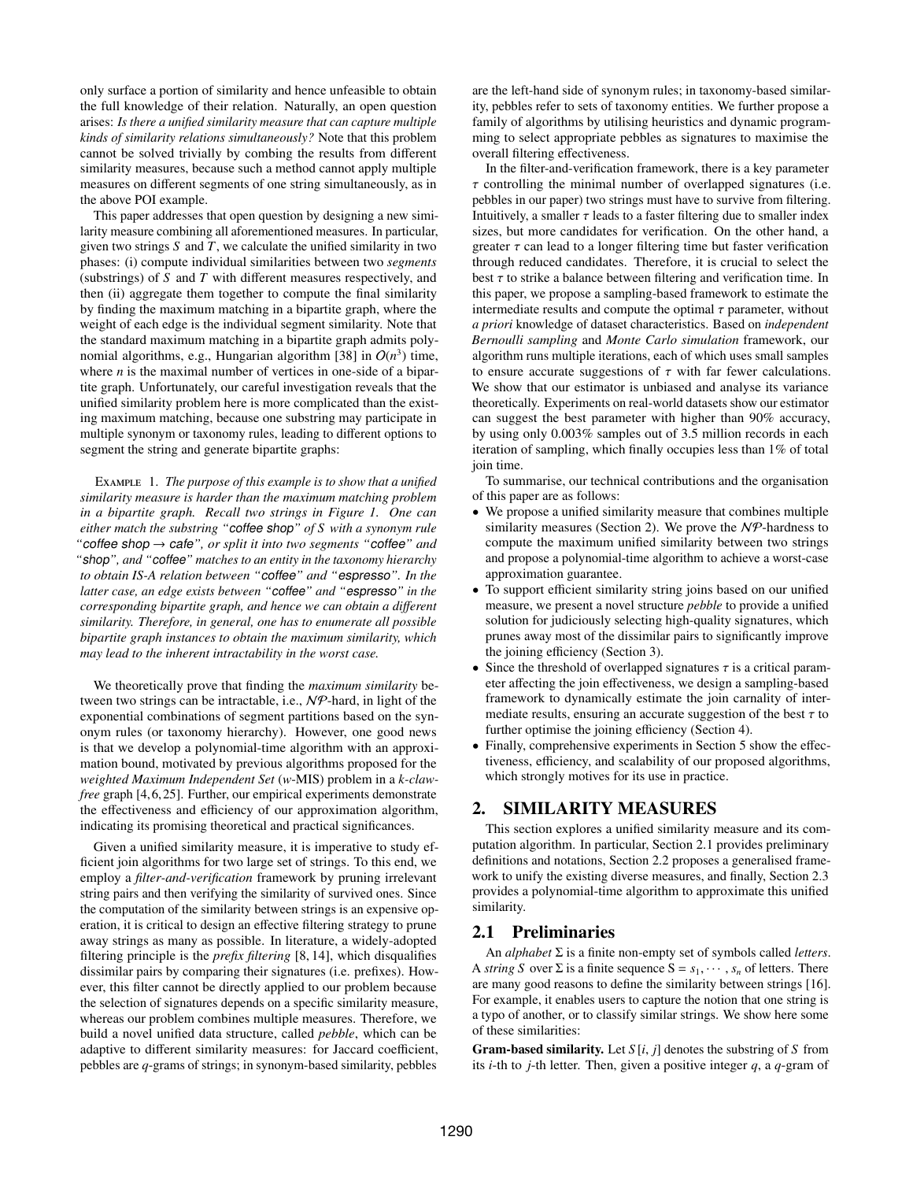only surface a portion of similarity and hence unfeasible to obtain the full knowledge of their relation. Naturally, an open question arises: *Is there a unified similarity measure that can capture multiple kinds of similarity relations simultaneously?* Note that this problem cannot be solved trivially by combing the results from different similarity measures, because such a method cannot apply multiple measures on different segments of one string simultaneously, as in the above POI example.

This paper addresses that open question by designing a new similarity measure combining all aforementioned measures. In particular, given two strings $S$ and $T$, we calculate the unified similarity in two phases: (i) compute individual similarities between two *segments* (substrings) of $S$ and $T$ with different measures respectively, and then (ii) aggregate them together to compute the final similarity by finding the maximum matching in a bipartite graph, where the weight of each edge is the individual segment similarity. Note that the standard maximum matching in a bipartite graph admits polynomial algorithms, e.g., Hungarian algorithm [38] in $O(n^3)$ time, where $n$ is the maximal number of vertices in one-side of a bipartite graph. Unfortunately, our careful investigation reveals that the unified similarity problem here is more complicated than the existing maximum matching, because one substring may participate in multiple synonym or taxonomy rules, leading to different options to segment the string and generate bipartite graphs:

Example 1. *The purpose of this example is to show that a unified similarity measure is harder than the maximum matching problem in a bipartite graph. Recall two strings in Figure 1. One can either match the substring "*coffee shop*" of $S$ with a synonym rule "*coffee shop → cafe*", or split it into two segments "*coffee*" and "*shop*", and "*coffee*" matches to an entity in the taxonomy hierarchy to obtain IS-A relation between "*coffee*" and "*espresso*". In the latter case, an edge exists between "*coffee*" and "*espresso*" in the corresponding bipartite graph, and hence we can obtain a different similarity. Therefore, in general, one has to enumerate all possible bipartite graph instances to obtain the maximum similarity, which may lead to the inherent intractability in the worst case.*

We theoretically prove that finding the *maximum similarity* between two strings can be intractable, i.e., $\mathcal{NP}$-hard, in light of the exponential combinations of segment partitions based on the synonym rules (or taxonomy hierarchy). However, one good news is that we develop a polynomial-time algorithm with an approximation bound, motivated by previous algorithms proposed for the *weighted Maximum Independent Set* ($w$-MIS) problem in a $k$*-claw-free* graph [4,6,25]. Further, our empirical experiments demonstrate the effectiveness and efficiency of our approximation algorithm, indicating its promising theoretical and practical significances.

Given a unified similarity measure, it is imperative to study efficient join algorithms for two large set of strings. To this end, we employ a *filter-and-verification* framework by pruning irrelevant string pairs and then verifying the similarity of survived ones. Since the computation of the similarity between strings is an expensive operation, it is critical to design an effective filtering strategy to prune away strings as many as possible. In literature, a widely-adopted filtering principle is the *prefix filtering* [8, 14], which disqualifies dissimilar pairs by comparing their signatures (i.e. prefixes). However, this filter cannot be directly applied to our problem because the selection of signatures depends on a specific similarity measure, whereas our problem combines multiple measures. Therefore, we build a novel unified data structure, called *pebble*, which can be adaptive to different similarity measures: for Jaccard coefficient, pebbles are $q$-grams of strings; in synonym-based similarity, pebbles are the left-hand side of synonym rules; in taxonomy-based similarity, pebbles refer to sets of taxonomy entities. We further propose a family of algorithms by utilising heuristics and dynamic programming to select appropriate pebbles as signatures to maximise the overall filtering effectiveness.

In the filter-and-verification framework, there is a key parameter $\tau$ controlling the minimal number of overlapped signatures (i.e. pebbles in our paper) two strings must have to survive from filtering. Intuitively, a smaller $\tau$ leads to a faster filtering due to smaller index sizes, but more candidates for verification. On the other hand, a greater $\tau$ can lead to a longer filtering time but faster verification through reduced candidates. Therefore, it is crucial to select the best $\tau$ to strike a balance between filtering and verification time. In this paper, we propose a sampling-based framework to estimate the intermediate results and compute the optimal $\tau$ parameter, without *a priori* knowledge of dataset characteristics. Based on *independent Bernoulli sampling* and *Monte Carlo simulation* framework, our algorithm runs multiple iterations, each of which uses small samples to ensure accurate suggestions of $\tau$ with far fewer calculations. We show that our estimator is unbiased and analyse its variance theoretically. Experiments on real-world datasets show our estimator can suggest the best parameter with higher than 90% accuracy, by using only 0.003% samples out of 3.5 million records in each iteration of sampling, which finally occupies less than 1% of total join time.

To summarise, our technical contributions and the organisation of this paper are as follows:

- We propose a unified similarity measure that combines multiple similarity measures (Section 2). We prove the $\mathcal{NP}$-hardness to compute the maximum unified similarity between two strings and propose a polynomial-time algorithm to achieve a worst-case approximation guarantee.
- To support efficient similarity string joins based on our unified measure, we present a novel structure *pebble* to provide a unified solution for judiciously selecting high-quality signatures, which prunes away most of the dissimilar pairs to significantly improve the joining efficiency (Section 3).
- Since the threshold of overlapped signatures $\tau$ is a critical parameter affecting the join effectiveness, we design a sampling-based framework to dynamically estimate the join carnality of intermediate results, ensuring an accurate suggestion of the best $\tau$ to further optimise the joining efficiency (Section 4).
- Finally, comprehensive experiments in Section 5 show the effectiveness, efficiency, and scalability of our proposed algorithms, which strongly motives for its use in practice.

## 2. SIMILARITY MEASURES

This section explores a unified similarity measure and its computation algorithm. In particular, Section 2.1 provides preliminary definitions and notations, Section 2.2 proposes a generalised framework to unify the existing diverse measures, and finally, Section 2.3 provides a polynomial-time algorithm to approximate this unified similarity.

### 2.1 Preliminaries

An *alphabet* $\Sigma$ is a finite non-empty set of symbols called *letters*. A *string* $S$ over $\Sigma$ is a finite sequence $S = s_1, \cdots, s_n$ of letters. There are many good reasons to define the similarity between strings [16]. For example, it enables users to capture the notion that one string is a typo of another, or to classify similar strings. We show here some of these similarities:

**Gram-based similarity.** Let $S[i, j]$ denotes the substring of $S$ from its $i$-th to $j$-th letter. Then, given a positive integer $q$, a $q$-gram of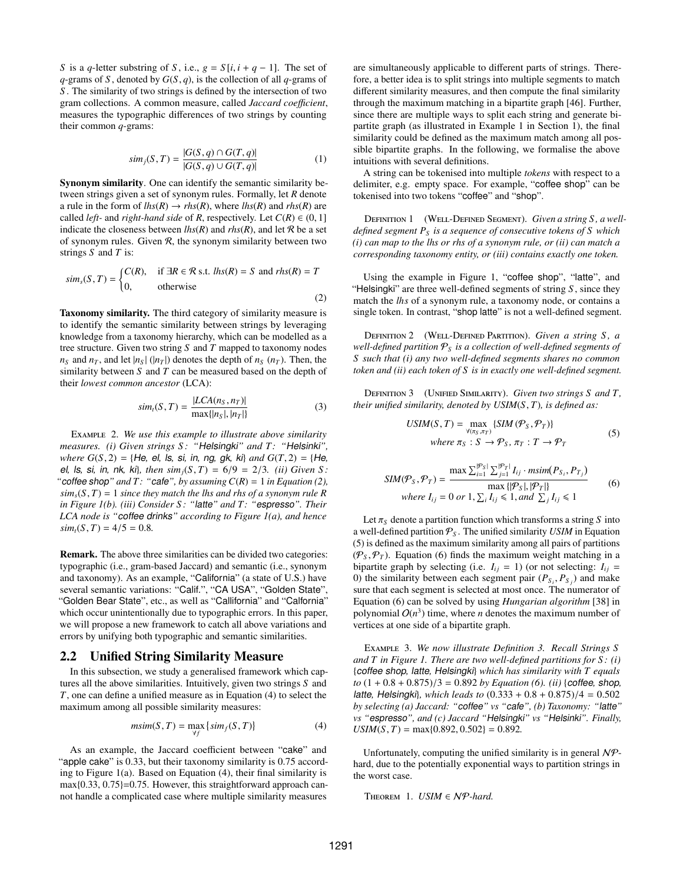$S$ is a $q$-letter substring of $S$, i.e., $g = S[i, i+q-1]$. The set of $q$-grams of $S$, denoted by $G(S, q)$, is the collection of all $q$-grams of $S$. The similarity of two strings is defined by the intersection of two gram collections. A common measure, called *Jaccard coefficient*, measures the typographic differences of two strings by counting their common $q$-grams:

$$sim_j(S, T) = \frac{|G(S, q) \cap G(T, q)|}{|G(S, q) \cup G(T, q)|} \tag{1}$$

**Synonym similarity**. One can identify the semantic similarity between strings given a set of synonym rules. Formally, let $R$ denote a rule in the form of $lhs(R) \rightarrow rhs(R)$, where $lhs(R)$ and $rhs(R)$ are called *left-* and *right-hand side* of $R$, respectively. Let $C(R) \in (0, 1]$ indicate the closeness between $lhs(R)$ and $rhs(R)$, and let $\mathcal{R}$ be a set of synonym rules. Given $\mathcal{R}$, the synonym similarity between two strings $S$ and $T$ is:

$$sim_s(S, T) = \begin{cases} C(R), & \text{if } \exists R \in \mathcal{R} \text{ s.t. } lhs(R) = S \text{ and } rhs(R) = T \\ 0, & \text{otherwise} \end{cases} \tag{2}$$

**Taxonomy similarity.** The third category of similarity measure is to identify the semantic similarity between strings by leveraging knowledge from a taxonomy hierarchy, which can be modelled as a tree structure. Given two string $S$ and $T$ mapped to taxonomy nodes $n_S$ and $n_T$, and let $|n_S|$ ($|n_T|$) denotes the depth of $n_S$ ($n_T$). Then, the similarity between $S$ and $T$ can be measured based on the depth of their *lowest common ancestor* (LCA):

$$sim_t(S, T) = \frac{|LCA(n_S, n_T)|}{\max\{|n_S|, |n_T|\}} \tag{3}$$

Example 2. *We use this example to illustrate above similarity measures. (i) Given strings $S$: "Helsingki" and $T$: "Helsinki", where $G(S, 2) = \{$He, el, ls, si, in, ng, gk, ki$\}$ and $G(T, 2) = \{$He, el, ls, si, in, nk, ki$\}$, then $sim_j(S, T) = 6/9 = 2/3$. (ii) Given $S$: "coffee shop" and $T$: "cafe", by assuming $C(R) = 1$ in Equation (2), $sim_s(S, T) = 1$ since they match the lhs and rhs of a synonym rule $R$ in Figure 1(b). (iii) Consider $S$: "latte" and $T$: "espresso". Their LCA node is "coffee drinks" according to Figure 1(a), and hence $sim_t(S, T) = 4/5 = 0.8$.*

**Remark.** The above three similarities can be divided two categories: typographic (i.e., gram-based Jaccard) and semantic (i.e., synonym and taxonomy). As an example, "California" (a state of U.S.) have several semantic variations: "Calif.", "CA USA", "Golden State", "Golden Bear State", etc., as well as "Callifornia" and "Calfornia" which occur unintentionally due to typographic errors. In this paper, we will propose a new framework to catch all above variations and errors by unifying both typographic and semantic similarities.

## 2.2 Unified String Similarity Measure

In this subsection, we study a generalised framework which captures all the above similarities. Intuitively, given two strings $S$ and $T$, one can define a unified measure as in Equation (4) to select the maximum among all possible similarity measures:

$$msim(S, T) = \max_{\forall f} \{sim_f(S, T)\} \tag{4}$$

As an example, the Jaccard coefficient between "cake" and "apple cake" is 0.33, but their taxonomy similarity is 0.75 according to Figure 1(a). Based on Equation (4), their final similarity is max{0.33, 0.75}=0.75. However, this straightforward approach cannot handle a complicated case where multiple similarity measures are simultaneously applicable to different parts of strings. Therefore, a better idea is to split strings into multiple segments to match different similarity measures, and then compute the final similarity through the maximum matching in a bipartite graph [46]. Further, since there are multiple ways to split each string and generate bipartite graph (as illustrated in Example 1 in Section 1), the final similarity could be defined as the maximum match among all possible bipartite graphs. In the following, we formalise the above intuitions with several definitions.

A string can be tokenised into multiple *tokens* with respect to a delimiter, e.g. empty space. For example, "coffee shop" can be tokenised into two tokens "coffee" and "shop".

Definition 1 (Well-Defined Segment). *Given a string $S$, a well-defined segment $P_S$ is a sequence of consecutive tokens of $S$ which (i) can map to the lhs or rhs of a synonym rule, or (ii) can match a corresponding taxonomy entity, or (iii) contains exactly one token.*

Using the example in Figure 1, "coffee shop", "latte", and "Helsingki" are three well-defined segments of string $S$, since they match the *lhs* of a synonym rule, a taxonomy node, or contains a single token. In contrast, "shop latte" is not a well-defined segment.

Definition 2 (Well-Defined Partition). *Given a string $S$, a well-defined partition $\mathcal{P}_S$ is a collection of well-defined segments of $S$ such that (i) any two well-defined segments shares no common token and (ii) each token of $S$ is in exactly one well-defined segment.*

Definition 3 (Unified Similarity). *Given two strings $S$ and $T$, their unified similarity, denoted by $USIM(S, T)$, is defined as:*

$$USIM(S, T) = \max_{\forall(\pi_S, \pi_T)} \{SIM(\mathcal{P}_S, \mathcal{P}_T)\}$$
$$\text{where } \pi_S : S \rightarrow \mathcal{P}_S,\ \pi_T : T \rightarrow \mathcal{P}_T \tag{5}$$

$$SIM(\mathcal{P}_S, \mathcal{P}_T) = \frac{\max \sum_{i=1}^{|\mathcal{P}_S|} \sum_{j=1}^{|\mathcal{P}_T|} I_{ij} \cdot msim(P_{S_i}, P_{T_j})}{\max\{|\mathcal{P}_S|, |\mathcal{P}_T|\}}$$
$$\text{where } I_{ij} = 0 \text{ or } 1, \sum_i I_{ij} \leqslant 1, \text{and } \sum_j I_{ij} \leqslant 1 \tag{6}$$

Let $\pi_S$ denote a partition function which transforms a string $S$ into a well-defined partition $\mathcal{P}_S$. The unified similarity *USIM* in Equation (5) is defined as the maximum similarity among all pairs of partitions $(\mathcal{P}_S, \mathcal{P}_T)$. Equation (6) finds the maximum weight matching in a bipartite graph by selecting (i.e. $I_{ij} = 1$) (or not selecting: $I_{ij} = 0$) the similarity between each segment pair $(P_{S_i}, P_{S_j})$ and make sure that each segment is selected at most once. The numerator of Equation (6) can be solved by using *Hungarian algorithm* [38] in polynomial $O(n^3)$ time, where $n$ denotes the maximum number of vertices at one side of a bipartite graph.

Example 3. *We now illustrate Definition 3. Recall Strings $S$ and $T$ in Figure 1. There are two well-defined partitions for $S$: (i) {coffee shop, latte, Helsingki} which has similarity with $T$ equals to $(1 + 0.8 + 0.875)/3 = 0.892$ by Equation (6). (ii) {coffee, shop, latte, Helsingki}, which leads to $(0.333 + 0.8 + 0.875)/4 = 0.502$ by selecting (a) Jaccard: "coffee" vs "cafe", (b) Taxonomy: "latte" vs "espresso", and (c) Jaccard "Helsingki" vs "Helsinki". Finally, $USIM(S, T) = \max\{0.892, 0.502\} = 0.892$.*

Unfortunately, computing the unified similarity is in general $\mathcal{NP}$-hard, due to the potentially exponential ways to partition strings in the worst case.

Theorem 1. *$USIM \in \mathcal{NP}$-hard.*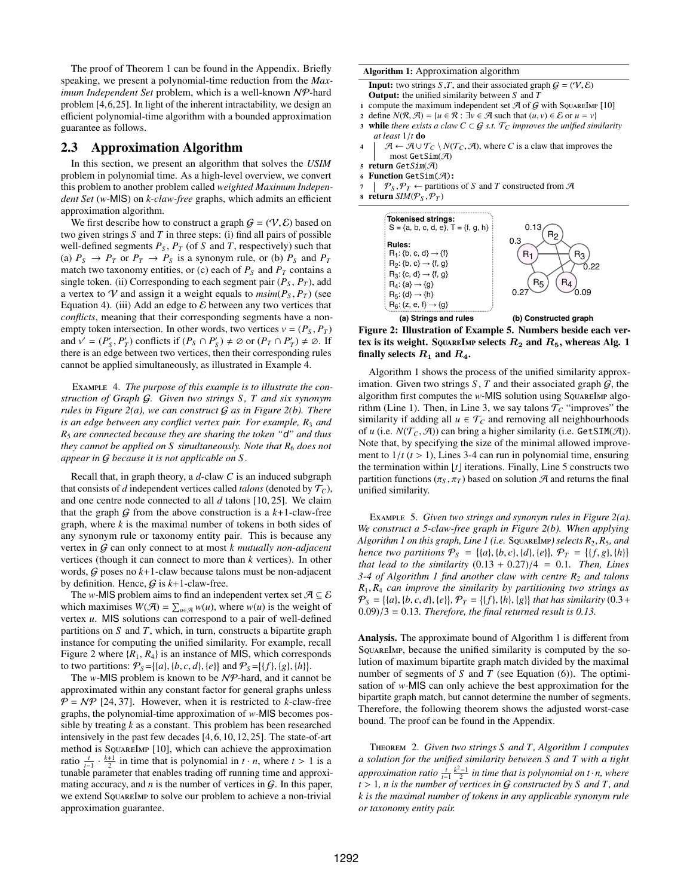The proof of Theorem 1 can be found in the Appendix. Briefly speaking, we present a polynomial-time reduction from the *Maximum Independent Set* problem, which is a well-known $\mathcal{NP}$-hard problem [4,6,25]. In light of the inherent intractability, we design an efficient polynomial-time algorithm with a bounded approximation guarantee as follows.

## 2.3 Approximation Algorithm

In this section, we present an algorithm that solves the *USIM* problem in polynomial time. As a high-level overview, we convert this problem to another problem called *weighted Maximum Independent Set* ($w$-MIS) on *k-claw-free* graphs, which admits an efficient approximation algorithm.

We first describe how to construct a graph $\mathcal{G} = (\mathcal{V}, \mathcal{E})$ based on two given strings $S$ and $T$ in three steps: (i) find all pairs of possible well-defined segments $P_S$, $P_T$ (of $S$ and $T$, respectively) such that (a) $P_S \rightarrow P_T$ or $P_T \rightarrow P_S$ is a synonym rule, or (b) $P_S$ and $P_T$ match two taxonomy entities, or (c) each of $P_S$ and $P_T$ contains a single token. (ii) Corresponding to each segment pair $(P_S, P_T)$, add a vertex to $\mathcal{V}$ and assign it a weight equals to $msim(P_S, P_T)$ (see Equation 4). (iii) Add an edge to $\mathcal{E}$ between any two vertices that *conflicts*, meaning that their corresponding segments have a non-empty token intersection. In other words, two vertices $v = (P_S, P_T)$ and $v' = (P'_S, P'_T)$ conflicts if $(P_S \cap P'_S) \neq \emptyset$ or $(P_T \cap P'_T) \neq \emptyset$. If there is an edge between two vertices, then their corresponding rules cannot be applied simultaneously, as illustrated in Example 4.

Example 4. *The purpose of this example is to illustrate the construction of Graph $\mathcal{G}$. Given two strings $S$, $T$ and six synonym rules in Figure 2(a), we can construct $\mathcal{G}$ as in Figure 2(b). There is an edge between any conflict vertex pair. For example, $R_3$ and $R_5$ are connected because they are sharing the token "d" and thus they cannot be applied on $S$ simultaneously. Note that $R_6$ does not appear in $\mathcal{G}$ because it is not applicable on $S$.*

Recall that, in graph theory, a $d$-claw $C$ is an induced subgraph that consists of $d$ independent vertices called *talons* (denoted by $\mathcal{T}_C$), and one centre node connected to all $d$ talons [10,25]. We claim that the graph $\mathcal{G}$ from the above construction is a $k$+1-claw-free graph, where $k$ is the maximal number of tokens in both sides of any synonym rule or taxonomy entity pair. This is because any vertex in $\mathcal{G}$ can only connect to at most $k$ *mutually non-adjacent* vertices (though it can connect to more than $k$ vertices). In other words, $\mathcal{G}$ poses no $k$+1-claw because talons must be non-adjacent by definition. Hence, $\mathcal{G}$ is $k$+1-claw-free.

The $w$-MIS problem aims to find an independent vertex set $\mathcal{A} \subseteq \mathcal{E}$ which maximises $W(\mathcal{A}) = \sum_{u \in \mathcal{A}} w(u)$, where $w(u)$ is the weight of vertex $u$. MIS solutions can correspond to a pair of well-defined partitions on $S$ and $T$, which, in turn, constructs a bipartite graph instance for computing the unified similarity. For example, recall Figure 2 where $\{R_1, R_4\}$ is an instance of MIS, which corresponds to two partitions: $\mathcal{P}_S$=$\{\{a\}, \{b, c, d\}, \{e\}\}$ and $\mathcal{P}_S$=$\{\{f\}, \{g\}, \{h\}\}$.

The $w$-MIS problem is known to be $\mathcal{NP}$-hard, and it cannot be approximated within any constant factor for general graphs unless $\mathcal{P} = \mathcal{NP}$ [24, 37]. However, when it is restricted to $k$-claw-free graphs, the polynomial-time approximation of $w$-MIS becomes possible by treating $k$ as a constant. This problem has been researched intensively in the past few decades [4,6,10,12,25]. The state-of-art method is SquareImp [10], which can achieve the approximation ratio $\frac{t}{t-1} \cdot \frac{k+1}{2}$ in time that is polynomial in $t \cdot n$, where $t > 1$ is a tunable parameter that enables trading off running time and approximating accuracy, and $n$ is the number of vertices in $\mathcal{G}$. In this paper, we extend SquareImp to solve our problem to achieve a non-trivial approximation guarantee.

**Algorithm 1:** Approximation algorithm

**Input:** two strings $S$,$T$, and their associated graph $\mathcal{G} = (\mathcal{V}, \mathcal{E})$
**Output:** the unified similarity between $S$ and $T$

```
1 compute the maximum independent set A of G with SquareImp [10]
2 define N(R, A) = {u ∈ R : ∃v ∈ A such that (u, v) ∈ E or u = v}
3 while there exists a claw C ⊂ G s.t. T_C improves the unified similarity
  at least 1/t do
4 |  A ← A ∪ T_C \ N(T_C, A), where C is a claw that improves the
   |    most GetSim(A)
5 return GetSim(A)
6 Function GetSim(A):
7 |  P_S, P_T ← partitions of S and T constructed from A
8 return SIM(P_S, P_T)
```

**Tokenised strings:**
S = {a, b, c, d, e}, T = {f, g, h}

**Rules:**
$R_1$: {b, c, d} → {f}
$R_2$: {b, c} → {f, g}
$R_3$: {c, d} → {f, g}
$R_4$: {a} → {g}
$R_5$: {d} → {h}
$R_6$: {z, e, f} → {g}

(a) Strings and rules (b) Constructed graph

**Figure 2: Illustration of Example 5. Numbers beside each vertex is its weight. SquareImp selects $R_2$ and $R_5$, whereas Alg. 1 finally selects $R_1$ and $R_4$.**

Algorithm 1 shows the process of the unified similarity approximation. Given two strings $S$, $T$ and their associated graph $\mathcal{G}$, the algorithm first computes the $w$-MIS solution using SquareImp algorithm (Line 1). Then, in Line 3, we say talons $\mathcal{T}_C$ "improves" the similarity if adding all $u \in \mathcal{T}_C$ and removing all neighbourhoods of $u$ (i.e. $N(\mathcal{T}_C, \mathcal{A})$) can bring a higher similarity (i.e. GetSIM($\mathcal{A}$)). Note that, by specifying the size of the minimal allowed improvement to $1/t$ ($t > 1$), Lines 3-4 can run in polynomial time, ensuring the termination within $\lfloor t \rfloor$ iterations. Finally, Line 5 constructs two partition functions ($\pi_S, \pi_T$) based on solution $\mathcal{A}$ and returns the final unified similarity.

Example 5. *Given two strings and synonym rules in Figure 2(a). We construct a 5-claw-free graph in Figure 2(b). When applying Algorithm 1 on this graph, Line 1 (i.e.* SquareImp*) selects $R_2, R_5$, and hence two partitions $\mathcal{P}_S = \{\{a\}, \{b, c\}, \{d\}, \{e\}\}$, $\mathcal{P}_T = \{\{f, g\}, \{h\}\}$ that lead to the similarity $(0.13 + 0.27)/4 = 0.1$. Then, Lines 3-4 of Algorithm 1 find another claw with centre $R_2$ and talons $R_1, R_4$ can improve the similarity by partitioning two strings as $\mathcal{P}_S = \{\{a\}, \{b, c, d\}, \{e\}\}$, $\mathcal{P}_T = \{\{f\}, \{h\}, \{g\}\}$ that has similarity $(0.3 + 0.09)/3 = 0.13$. Therefore, the final returned result is 0.13.*

**Analysis.** The approximate bound of Algorithm 1 is different from SquareImp, because the unified similarity is computed by the solution of maximum bipartite graph match divided by the maximal number of segments of $S$ and $T$ (see Equation (6)). The optimisation of $w$-MIS can only achieve the best approximation for the bipartite graph match, but cannot determine the number of segments. Therefore, the following theorem shows the adjusted worst-case bound. The proof can be found in the Appendix.

Theorem 2. *Given two strings $S$ and $T$, Algorithm 1 computes a solution for the unified similarity between $S$ and $T$ with a tight approximation ratio $\frac{t}{t-1} \frac{k^2-1}{2}$ in time that is polynomial on $t \cdot n$, where $t > 1$, $n$ is the number of vertices in $\mathcal{G}$ constructed by $S$ and $T$, and $k$ is the maximal number of tokens in any applicable synonym rule or taxonomy entity pair.*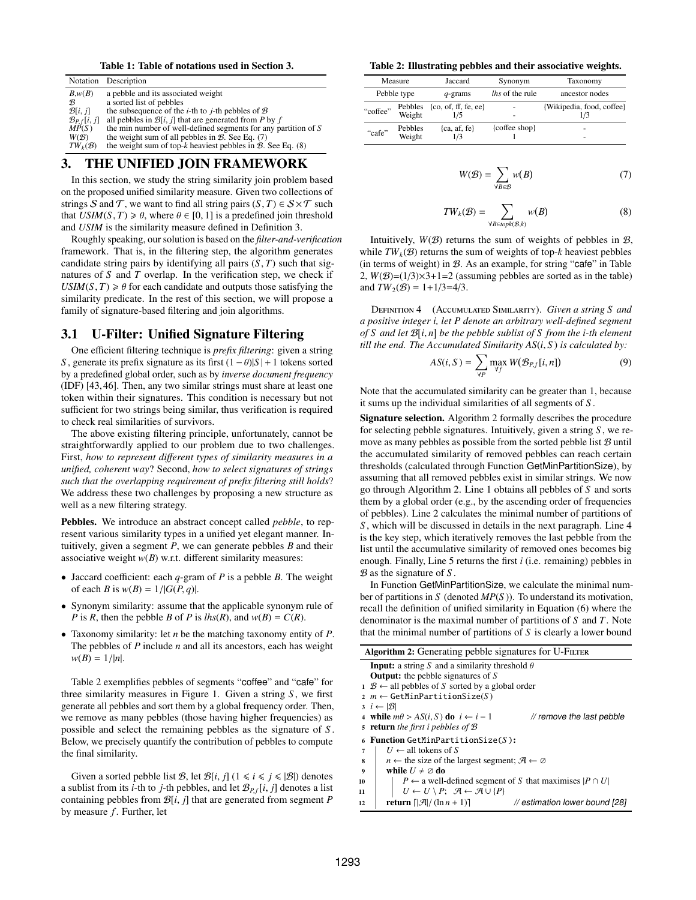Table 1: Table of notations used in Section 3.

| Notation | Description |
|---|---|
| $B$,$w(B)$ | a pebble and its associated weight |
| $\mathcal{B}$ | a sorted list of pebbles |
| $\mathcal{B}[i, j]$ | the subsequence of the $i$-th to $j$-th pebbles of $\mathcal{B}$ |
| $\mathcal{B}_{P,f}[i, j]$ | all pebbles in $\mathcal{B}[i, j]$ that are generated from $P$ by $f$ |
| $MP(S)$ | the min number of well-defined segments for any partition of $S$ |
| $W(\mathcal{B})$ | the weight sum of all pebbles in $\mathcal{B}$. See Eq. (7) |
| $TW_k(\mathcal{B})$ | the weight sum of top-$k$ heaviest pebbles in $\mathcal{B}$. See Eq. (8) |

## 3. THE UNIFIED JOIN FRAMEWORK

In this section, we study the string similarity join problem based on the proposed unified similarity measure. Given two collections of strings $\mathcal{S}$ and $\mathcal{T}$, we want to find all string pairs $(S, T) \in \mathcal{S} \times \mathcal{T}$ such that $USIM(S, T) \geqslant \theta$, where $\theta \in [0, 1]$ is a predefined join threshold and $USIM$ is the similarity measure defined in Definition 3.

Roughly speaking, our solution is based on the *filter-and-verification* framework. That is, in the filtering step, the algorithm generates candidate string pairs by identifying all pairs $(S, T)$ such that signatures of $S$ and $T$ overlap. In the verification step, we check if $USIM(S, T) \geqslant \theta$ for each candidate and outputs those satisfying the similarity predicate. In the rest of this section, we will propose a family of signature-based filtering and join algorithms.

### 3.1 U-Filter: Unified Signature Filtering

One efficient filtering technique is *prefix filtering*: given a string $S$, generate its prefix signature as its first $(1 - \theta)|S| + 1$ tokens sorted by a predefined global order, such as by *inverse document frequency* (IDF) [43, 46]. Then, any two similar strings must share at least one token within their signatures. This condition is necessary but not sufficient for two strings being similar, thus verification is required to check real similarities of survivors.

The above existing filtering principle, unfortunately, cannot be straightforwardly applied to our problem due to two challenges. First, *how to represent different types of similarity measures in a unified, coherent way*? Second, *how to select signatures of strings such that the overlapping requirement of prefix filtering still holds*? We address these two challenges by proposing a new structure as well as a new filtering strategy.

**Pebbles.** We introduce an abstract concept called *pebble*, to represent various similarity types in a unified yet elegant manner. Intuitively, given a segment $P$, we can generate pebbles $B$ and their associative weight $w(B)$ w.r.t. different similarity measures:

- Jaccard coefficient: each $q$-gram of $P$ is a pebble $B$. The weight of each $B$ is $w(B) = 1/|G(P, q)|$.
- Synonym similarity: assume that the applicable synonym rule of $P$ is $R$, then the pebble $B$ of $P$ is $lhs(R)$, and $w(B) = C(R)$.
- Taxonomy similarity: let $n$ be the matching taxonomy entity of $P$. The pebbles of $P$ include $n$ and all its ancestors, each has weight $w(B) = 1/|n|$.

Table 2 exemplifies pebbles of segments "coffee" and "cafe" for three similarity measures in Figure 1. Given a string $S$, we first generate all pebbles and sort them by a global frequency order. Then, we remove as many pebbles (those having higher frequencies) as possible and select the remaining pebbles as the signature of $S$. Below, we precisely quantify the contribution of pebbles to compute the final similarity.

Given a sorted pebble list $\mathcal{B}$, let $\mathcal{B}[i, j]$ ($1 \leqslant i \leqslant j \leqslant |\mathcal{B}|$) denotes a sublist from its $i$-th to $j$-th pebbles, and let $\mathcal{B}_{P,f}[i, j]$ denotes a list containing pebbles from $\mathcal{B}[i, j]$ that are generated from segment $P$ by measure $f$. Further, let

Table 2: Illustrating pebbles and their associative weights.

| Measure | | Jaccard | Synonym | Taxonomy |
|---|---|---|---|---|
| Pebble type | | $q$-grams | $lhs$ of the rule | ancestor nodes |
| "coffee" | Pebbles | {co, of, ff, fe, ee} | - | {Wikipedia, food, coffee} |
| | Weight | 1/5 | - | 1/3 |
| "cafe" | Pebbles | {ca, af, fe} | {coffee shop} | - |
| | Weight | 1/3 | 1 | - |

$$W(\mathcal{B}) = \sum_{\forall B \in \mathcal{B}} w(B) \tag{7}$$

$$TW_k(\mathcal{B}) = \sum_{\forall B \in topk(\mathcal{B},k)} w(B) \tag{8}$$

Intuitively, $W(\mathcal{B})$ returns the sum of weights of pebbles in $\mathcal{B}$, while $TW_k(\mathcal{B})$ returns the sum of weights of top-$k$ heaviest pebbles (in terms of weight) in $\mathcal{B}$. As an example, for string "cafe" in Table 2, $W(\mathcal{B})$=(1/3)×3+1=2 (assuming pebbles are sorted as in the table) and $TW_2(\mathcal{B})$ = 1+1/3=4/3.

Definition 4 (Accumulated Similarity). *Given a string $S$ and a positive integer $i$, let $P$ denote an arbitrary well-defined segment of $S$ and let $\mathcal{B}[i, n]$ be the pebble sublist of $S$ from the $i$-th element till the end. The Accumulated Similarity $AS(i, S)$ is calculated by:*

$$AS(i, S) = \sum_{\forall P} \max_{\forall f} W(\mathcal{B}_{P,f}[i, n]) \tag{9}$$

Note that the accumulated similarity can be greater than 1, because it sums up the individual similarities of all segments of $S$.

**Signature selection.** Algorithm 2 formally describes the procedure for selecting pebble signatures. Intuitively, given a string $S$, we remove as many pebbles as possible from the sorted pebble list $\mathcal{B}$ until the accumulated similarity of removed pebbles can reach certain thresholds (calculated through Function GetMinPartitionSize), by assuming that all removed pebbles exist in similar strings. We now go through Algorithm 2. Line 1 obtains all pebbles of $S$ and sorts them by a global order (e.g., by the ascending order of frequencies of pebbles). Line 2 calculates the minimal number of partitions of $S$, which will be discussed in details in the next paragraph. Line 4 is the key step, which iteratively removes the last pebble from the list until the accumulative similarity of removed ones becomes big enough. Finally, Line 5 returns the first $i$ (i.e. remaining) pebbles in $\mathcal{B}$ as the signature of $S$.

In Function GetMinPartitionSize, we calculate the minimal number of partitions in $S$ (denoted $MP(S)$). To understand its motivation, recall the definition of unified similarity in Equation (6) where the denominator is the maximal number of partitions of $S$ and $T$. Note that the minimal number of partitions of $S$ is clearly a lower bound

**Algorithm 2:** Generating pebble signatures for U-Filter

```
Input: a string S and a similarity threshold θ
Output: the pebble signatures of S
1  B ← all pebbles of S sorted by a global order
2  m ← GetMinPartitionSize(S)
3  i ← |B|
4  while mθ > AS(i, S) do  i ← i − 1          // remove the last pebble
5  return the first i pebbles of B
6  Function GetMinPartitionSize(S):
7      U ← all tokens of S
8      n ← the size of the largest segment; A ← ∅
9      while U ≠ ∅ do
10         P ← a well-defined segment of S that maximises |P ∩ U|
11         U ← U \ P;  A ← A ∪ {P}
12     return ⌈|A|/ (ln n + 1)⌉           // estimation lower bound [28]
```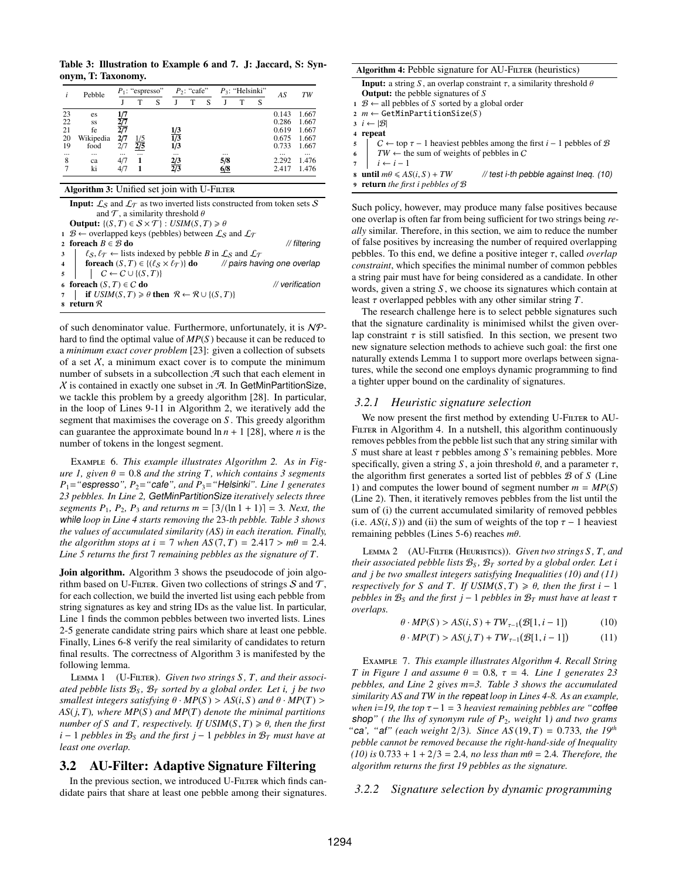**Table 3: Illustration to Example 6 and 7. J: Jaccard, S: Synonym, T: Taxonomy.**

| $i$ | Pebble | $P_1$: "espresso" | | | $P_2$: "cafe" | | | $P_3$: "Helsinki" | | | $AS$ | $TW$ |
|---|---|---|---|---|---|---|---|---|---|---|---|---|
| | | J | T | S | J | T | S | J | T | S | | |
| 23 | es | **1/7** | | | | | | | | | 0.143 | 1.667 |
| 22 | ss | **2/7** | | | | | | | | | 0.286 | 1.667 |
| 21 | fe | **2/7** | | | **1/3** | | | | | | 0.619 | 1.667 |
| 20 | Wikipedia | **2/7** | 1/5 | | **1/3** | | | | | | 0.675 | 1.667 |
| 19 | food | 2/7 | **2/5** | | 1/3 | | | | | | 0.733 | 1.667 |
| ... | ... | ... | ... | | ... | | | ... | | | ... | ... |
| 8 | ca | 4/7 | **1** | | **2/3** | | | **5/8** | | | 2.292 | 1.476 |
| 7 | ki | 4/7 | **1** | | **2/3** | | | **6/8** | | | 2.417 | 1.476 |

**Algorithm 3:** Unified set join with U-Filter

**Input:** $\mathcal{L}_S$ and $\mathcal{L}_T$ as two inverted lists constructed from token sets $\mathcal{S}$ and $\mathcal{T}$, a similarity threshold $\theta$
**Output:** $\{(S,T) \in \mathcal{S} \times \mathcal{T}\} : USIM(S,T) \geqslant \theta$

```
1 B ← overlapped keys (pebbles) between L_S and L_T
2 foreach B ∈ B do                                        // filtering
3 |   ℓ_S, ℓ_T ← lists indexed by pebble B in L_S and L_T
4 |   foreach (S,T) ∈ {(ℓ_S × ℓ_T)} do     // pairs having one overlap
5 |   |   C ← C ∪ {(S,T)}
6 foreach (S,T) ∈ C do                                     // verification
7 |   if USIM(S,T) ⩾ θ then R ← R ∪ {(S,T)}
8 return R
```

of such denominator value. Furthermore, unfortunately, it is $\mathcal{NP}$-hard to find the optimal value of $MP(S)$ because it can be reduced to a *minimum exact cover problem* [23]: given a collection of subsets of a set $X$, a minimum exact cover is to compute the minimum number of subsets in a subcollection $\mathcal{A}$ such that each element in $X$ is contained in exactly one subset in $\mathcal{A}$. In GetMinPartitionSize, we tackle this problem by a greedy algorithm [28]. In particular, in the loop of Lines 9-11 in Algorithm 2, we iteratively add the segment that maximises the coverage on $S$. This greedy algorithm can guarantee the approximate bound $\ln n + 1$ [28], where $n$ is the number of tokens in the longest segment.

Example 6. *This example illustrates Algorithm 2. As in Figure 1, given $\theta = 0.8$ and the string $T$, which contains 3 segments $P_1$="espresso", $P_2$="cafe", and $P_3$="Helsinki". Line 1 generates 23 pebbles. In Line 2, GetMinPartitionSize iteratively selects three segments $P_1$, $P_2$, $P_3$ and returns $m = \lceil 3/(\ln 1 + 1) \rceil = 3$. Next, the while loop in Line 4 starts removing the 23-th pebble. Table 3 shows the values of accumulated similarity (AS) in each iteration. Finally, the algorithm stops at $i = 7$ when $AS(7,T) = 2.417 > m\theta = 2.4$. Line 5 returns the first 7 remaining pebbles as the signature of $T$.*

**Join algorithm.** Algorithm 3 shows the pseudocode of join algorithm based on U-Filter. Given two collections of strings $\mathcal{S}$ and $\mathcal{T}$, for each collection, we build the inverted list using each pebble from string signatures as key and string IDs as the value list. In particular, Line 1 finds the common pebbles between two inverted lists. Lines 2-5 generate candidate string pairs which share at least one pebble. Finally, Lines 6-8 verify the real similarity of candidates to return final results. The correctness of Algorithm 3 is manifested by the following lemma.

Lemma 1 (U-Filter). *Given two strings $S$, $T$, and their associated pebble lists $\mathcal{B}_S$, $\mathcal{B}_T$ sorted by a global order. Let $i$, $j$ be two smallest integers satisfying $\theta \cdot MP(S) > AS(i,S)$ and $\theta \cdot MP(T) > AS(j,T)$, where $MP(S)$ and $MP(T)$ denote the minimal partitions number of $S$ and $T$, respectively. If $USIM(S,T) \geqslant \theta$, then the first $i-1$ pebbles in $\mathcal{B}_S$ and the first $j-1$ pebbles in $\mathcal{B}_T$ must have at least one overlap.*

## 3.2 AU-Filter: Adaptive Signature Filtering

In the previous section, we introduced U-Filter which finds candidate pairs that share at least one pebble among their signatures.

**Algorithm 4:** Pebble signature for AU-Filter (heuristics)

**Input:** a string $S$, an overlap constraint $\tau$, a similarity threshold $\theta$
**Output:** the pebble signatures of $S$

```
1 B ← all pebbles of S sorted by a global order
2 m ← GetMinPartitionSize(S)
3 i ← |B|
4 repeat
5 |   C ← top τ − 1 heaviest pebbles among the first i − 1 pebbles of B
6 |   TW ← the sum of weights of pebbles in C
7 |   i ← i − 1
8 until mθ ⩽ AS(i,S) + TW          // test i-th pebble against Ineq. (10)
9 return the first i pebbles of B
```

Such policy, however, may produce many false positives because one overlap is often far from being sufficient for two strings being *really* similar. Therefore, in this section, we aim to reduce the number of false positives by increasing the number of required overlapping pebbles. To this end, we define a positive integer $\tau$, called *overlap constraint*, which specifies the minimal number of common pebbles a string pair must have for being considered as a candidate. In other words, given a string $S$, we choose its signatures which contain at least $\tau$ overlapped pebbles with any other similar string $T$.

The research challenge here is to select pebble signatures such that the signature cardinality is minimised whilst the given overlap constraint $\tau$ is still satisfied. In this section, we present two new signature selection methods to achieve such goal: the first one naturally extends Lemma 1 to support more overlaps between signatures, while the second one employs dynamic programming to find a tighter upper bound on the cardinality of signatures.

### 3.2.1 Heuristic signature selection

We now present the first method by extending U-Filter to AU-Filter in Algorithm 4. In a nutshell, this algorithm continuously removes pebbles from the pebble list such that any string similar with $S$ must share at least $\tau$ pebbles among $S$'s remaining pebbles. More specifically, given a string $S$, a join threshold $\theta$, and a parameter $\tau$, the algorithm first generates a sorted list of pebbles $\mathcal{B}$ of $S$ (Line 1) and computes the lower bound of segment number $m = MP(S)$ (Line 2). Then, it iteratively removes pebbles from the list until the sum of (i) the current accumulated similarity of removed pebbles (i.e. $AS(i,S)$) and (ii) the sum of weights of the top $\tau - 1$ heaviest remaining pebbles (Lines 5-6) reaches $m\theta$.

Lemma 2 (AU-Filter (Heuristics)). *Given two strings $S$, $T$, and their associated pebble lists $\mathcal{B}_S$, $\mathcal{B}_T$ sorted by a global order. Let $i$ and $j$ be two smallest integers satisfying Inequalities (10) and (11) respectively for $S$ and $T$. If $USIM(S,T) \geqslant \theta$, then the first $i-1$ pebbles in $\mathcal{B}_S$ and the first $j-1$ pebbles in $\mathcal{B}_T$ must have at least $\tau$ overlaps.*

$$\theta \cdot MP(S) > AS(i,S) + TW_{\tau-1}(\mathcal{B}[1,i-1]) \tag{10}$$

$$\theta \cdot MP(T) > AS(j,T) + TW_{\tau-1}(\mathcal{B}[1,i-1]) \tag{11}$$

Example 7. *This example illustrates Algorithm 4. Recall String $T$ in Figure 1 and assume $\theta = 0.8$, $\tau = 4$. Line 1 generates 23 pebbles, and Line 2 gives m=3. Table 3 shows the accumulated similarity AS and TW in the repeat loop in Lines 4-8. As an example, when i=19, the top $\tau - 1 = 3$ heaviest remaining pebbles are "coffee shop" ( the lhs of synonym rule of $P_2$, weight 1) and two grams "ca', "af" (each weight 2/3). Since $AS(19,T) = 0.733$, the 19th pebble cannot be removed because the right-hand-side of Inequality (10) is $0.733 + 1 + 2/3 = 2.4$, no less than $m\theta = 2.4$. Therefore, the algorithm returns the first 19 pebbles as the signature.*

### 3.2.2 Signature selection by dynamic programming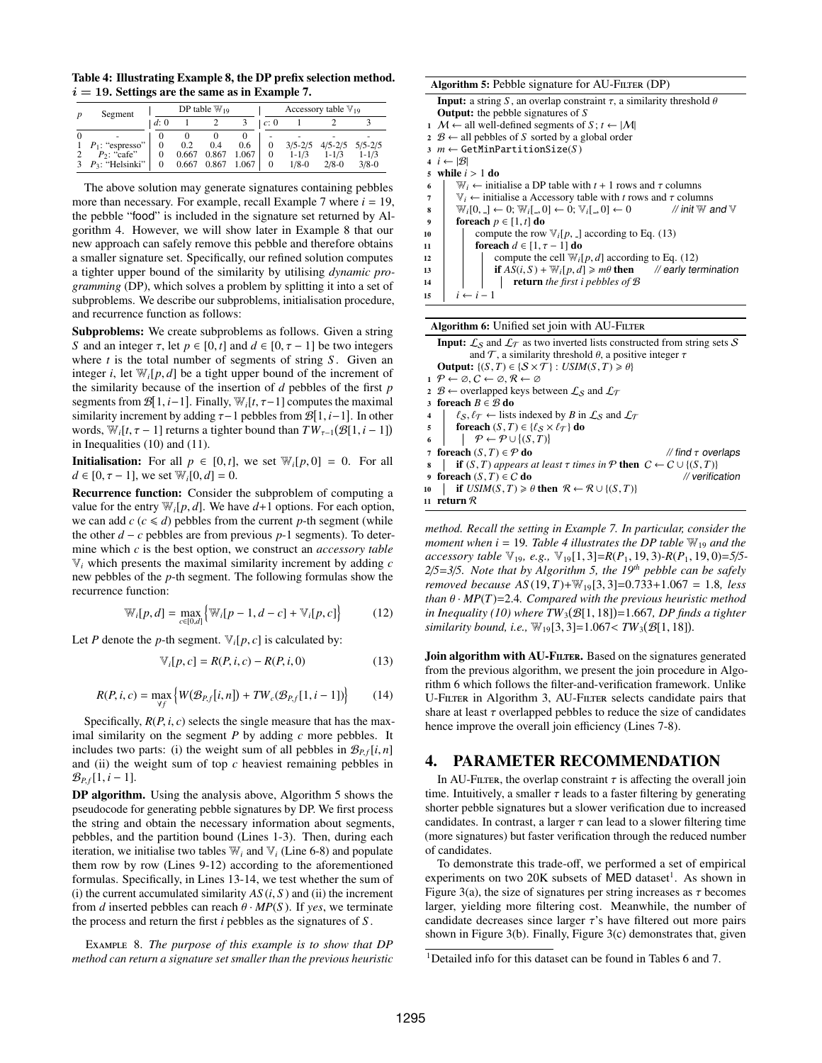**Table 4: Illustrating Example 8, the DP prefix selection method. $i = 19$. Settings are the same as in Example 7.**

| $p$ | Segment | DP table $\mathbb{W}_{19}$ | | | | Accessory table $\mathbb{V}_{19}$ | | | |
|---|---|---|---|---|---|---|---|---|---|
| | | $d$: 0 | 1 | 2 | 3 | $c$: 0 | 1 | 2 | 3 |
| 0 | - | 0 | 0 | 0 | 0 | - | - | - | - |
| 1 | $P_1$: "espresso" | 0 | 0.2 | 0.4 | 0.6 | 0 | 3/5-2/5 | 4/5-2/5 | 5/5-2/5 |
| 2 | $P_2$: "cafe" | 0 | 0.667 | 0.867 | 1.067 | 0 | 1-1/3 | 1-1/3 | 1-1/3 |
| 3 | $P_3$: "Helsinki" | 0 | 0.667 | 0.867 | 1.067 | 0 | 1/8-0 | 2/8-0 | 3/8-0 |

The above solution may generate signatures containing pebbles more than necessary. For example, recall Example 7 where $i = 19$, the pebble "food" is included in the signature set returned by Algorithm 4. However, we will show later in Example 8 that our new approach can safely remove this pebble and therefore obtains a smaller signature set. Specifically, our refined solution computes a tighter upper bound of the similarity by utilising *dynamic programming* (DP), which solves a problem by splitting it into a set of subproblems. We describe our subproblems, initialisation procedure, and recurrence function as follows:

**Subproblems:** We create subproblems as follows. Given a string $S$ and an integer $\tau$, let $p \in [0, t]$ and $d \in [0, \tau - 1]$ be two integers where $t$ is the total number of segments of string $S$. Given an integer $i$, let $\mathbb{W}_i[p, d]$ be a tight upper bound of the increment of the similarity because of the insertion of $d$ pebbles of the first $p$ segments from $\mathcal{B}[1, i-1]$. Finally, $\mathbb{W}_i[t, \tau-1]$ computes the maximal similarity increment by adding $\tau-1$ pebbles from $\mathcal{B}[1, i-1]$. In other words, $\mathbb{W}_i[t, \tau - 1]$ returns a tighter bound than $TW_{\tau-1}(\mathcal{B}[1, i - 1])$ in Inequalities (10) and (11).

**Initialisation:** For all $p \in [0, t]$, we set $\mathbb{W}_i[p, 0] = 0$. For all $d \in [0, \tau - 1]$, we set $\mathbb{W}_i[0, d] = 0$.

**Recurrence function:** Consider the subproblem of computing a value for the entry $\mathbb{W}_i[p, d]$. We have $d$+1 options. For each option, we can add $c$ ($c \leqslant d$) pebbles from the current $p$-th segment (while the other $d - c$ pebbles are from previous $p$-1 segments). To determine which $c$ is the best option, we construct an *accessory table* $\mathbb{V}_i$ which presents the maximal similarity increment by adding $c$ new pebbles of the $p$-th segment. The following formulas show the recurrence function:

$$\mathbb{W}_i[p, d] = \max_{c \in [0,d]} \left\{ \mathbb{W}_i[p - 1, d - c] + \mathbb{V}_i[p, c] \right\} \tag{12}$$

Let $P$ denote the $p$-th segment. $\mathbb{V}_i[p, c]$ is calculated by:

$$\mathbb{V}_i[p, c] = R(P, i, c) - R(P, i, 0) \tag{13}$$

$$R(P, i, c) = \max_{\forall f} \left\{ W(\mathcal{B}_{P,f}[i, n]) + TW_c(\mathcal{B}_{P,f}[1, i - 1]) \right\} \tag{14}$$

Specifically, $R(P, i, c)$ selects the single measure that has the maximal similarity on the segment $P$ by adding $c$ more pebbles. It includes two parts: (i) the weight sum of all pebbles in $\mathcal{B}_{P,f}[i, n]$ and (ii) the weight sum of top $c$ heaviest remaining pebbles in $\mathcal{B}_{P,f}[1, i - 1]$.

**DP algorithm.** Using the analysis above, Algorithm 5 shows the pseudocode for generating pebble signatures by DP. We first process the string and obtain the necessary information about segments, pebbles, and the partition bound (Lines 1-3). Then, during each iteration, we initialise two tables $\mathbb{W}_i$ and $\mathbb{V}_i$ (Line 6-8) and populate them row by row (Lines 9-12) according to the aforementioned formulas. Specifically, in Lines 13-14, we test whether the sum of (i) the current accumulated similarity $AS(i, S)$ and (ii) the increment from $d$ inserted pebbles can reach $\theta \cdot MP(S)$. If *yes*, we terminate the process and return the first $i$ pebbles as the signatures of $S$.

Example 8. *The purpose of this example is to show that DP method can return a signature set smaller than the previous heuristic method. Recall the setting in Example 7. In particular, consider the moment when $i = 19$. Table 4 illustrates the DP table $\mathbb{W}_{19}$ and the accessory table $\mathbb{V}_{19}$, e.g., $\mathbb{V}_{19}[1, 3]$=$R(P_1, 19, 3)$-$R(P_1, 19, 0)$=5/5-2/5=3/5. Note that by Algorithm 5, the 19th pebble can be safely removed because $AS(19, T)$+$\mathbb{W}_{19}[3, 3]$=0.733+1.067 = 1.8, less than $\theta \cdot MP(T)$=2.4. Compared with the previous heuristic method in Inequality (10) where $TW_3(\mathcal{B}[1, 18])$=1.667, DP finds a tighter similarity bound, i.e., $\mathbb{W}_{19}[3, 3]$=1.067< $TW_3(\mathcal{B}[1, 18])$.*

**Algorithm 5:** Pebble signature for AU-Filter (DP)

```
Input: a string S, an overlap constraint τ, a similarity threshold θ
Output: the pebble signatures of S
1  M ← all well-defined segments of S; t ← |M|
2  B ← all pebbles of S sorted by a global order
3  m ← GetMinPartitionSize(S)
4  i ← |B|
5  while i > 1 do
6      W_i ← initialise a DP table with t + 1 rows and τ columns
7      V_i ← initialise a Accessory table with t rows and τ columns
8      W_i[0, _] ← 0; W_i[_, 0] ← 0; V_i[_, 0] ← 0        // init W and V
9      foreach p ∈ [1, t] do
10         compute the row V_i[p, _] according to Eq. (13)
11         foreach d ∈ [1, τ − 1] do
12             compute the cell W_i[p, d] according to Eq. (12)
13             if AS(i, S) + W_i[p, d] ≥ mθ then      // early termination
14                 return the first i pebbles of B
15     i ← i − 1
```

**Algorithm 6:** Unified set join with AU-Filter

```
Input: L_S and L_T as two inverted lists constructed from string sets S
       and T, a similarity threshold θ, a positive integer τ
Output: {(S, T) ∈ {S × T} : USIM(S, T) ≥ θ}
1  P ← ∅, C ← ∅, R ← ∅
2  B ← overlapped keys between L_S and L_T
3  foreach B ∈ B do
4      ℓ_S, ℓ_T ← lists indexed by B in L_S and L_T
5      foreach (S, T) ∈ {ℓ_S × ℓ_T} do
6          P ← P ∪ {(S, T)}
7  foreach (S, T) ∈ P do                          // find τ overlaps
8      if (S, T) appears at least τ times in P then C ← C ∪ {(S, T)}
9  foreach (S, T) ∈ C do                          // verification
10     if USIM(S, T) ≥ θ then R ← R ∪ {(S, T)}
11 return R
```

**Join algorithm with AU-Filter.** Based on the signatures generated from the previous algorithm, we present the join procedure in Algorithm 6 which follows the filter-and-verification framework. Unlike U-Filter in Algorithm 3, AU-Filter selects candidate pairs that share at least $\tau$ overlapped pebbles to reduce the size of candidates hence improve the overall join efficiency (Lines 7-8).

## 4. PARAMETER RECOMMENDATION

In AU-Filter, the overlap constraint $\tau$ is affecting the overall join time. Intuitively, a smaller $\tau$ leads to a faster filtering by generating shorter pebble signatures but a slower verification due to increased candidates. In contrast, a larger $\tau$ can lead to a slower filtering time (more signatures) but faster verification through the reduced number of candidates.

To demonstrate this trade-off, we performed a set of empirical experiments on two 20K subsets of MED dataset[1]. As shown in Figure 3(a), the size of signatures per string increases as $\tau$ becomes larger, yielding more filtering cost. Meanwhile, the number of candidate decreases since larger $\tau$'s have filtered out more pairs shown in Figure 3(b). Finally, Figure 3(c) demonstrates that, given

[1]Detailed info for this dataset can be found in Tables 6 and 7.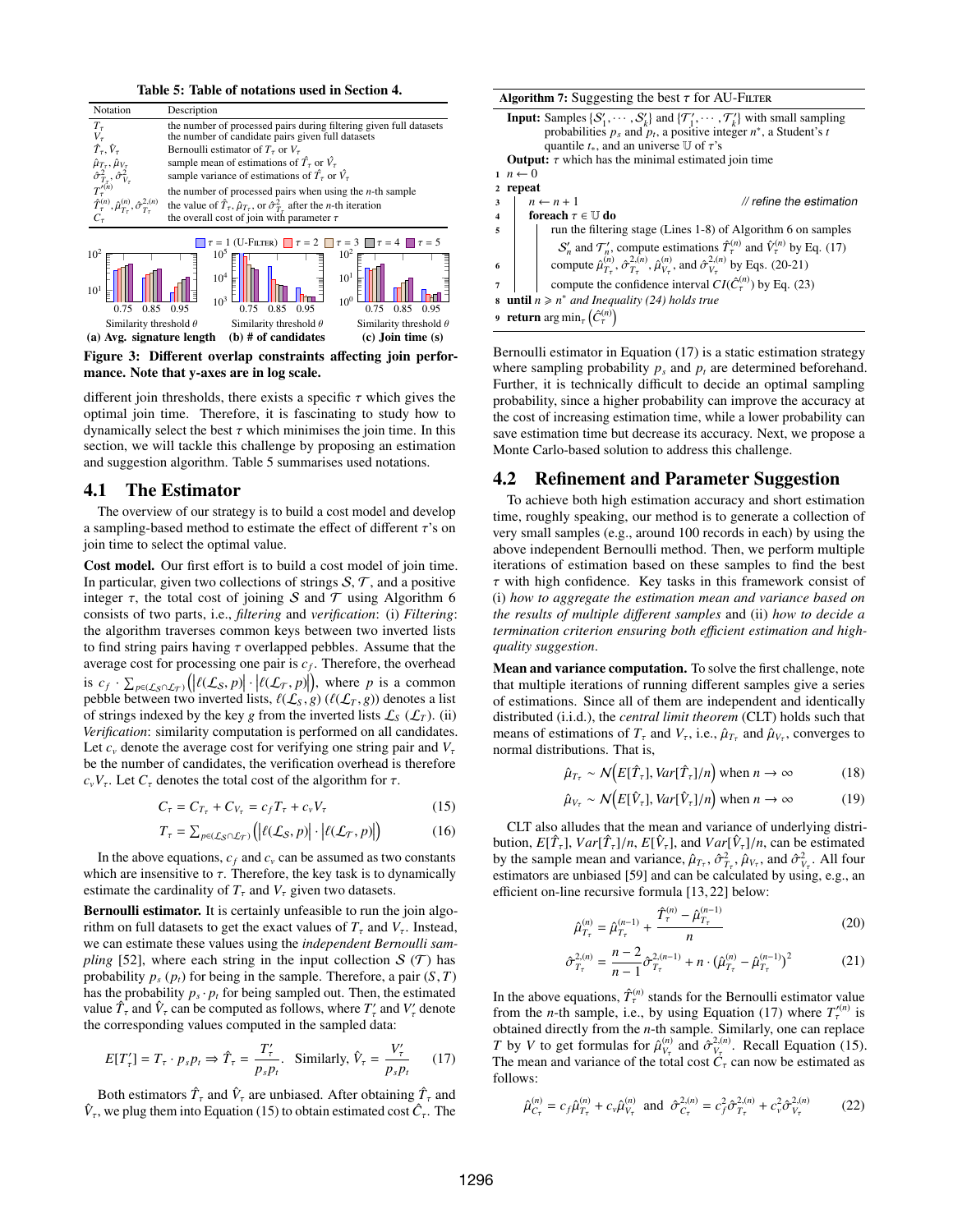Table 5: Table of notations used in Section 4.

| Notation | Description |
|---|---|
| $T_\tau$ | the number of processed pairs during filtering given full datasets |
| $V_\tau$ | the number of candidate pairs given full datasets |
| $\hat{T}_\tau, \hat{V}_\tau$ | Bernoulli estimator of $T_\tau$ or $V_\tau$ |
| $\hat{\mu}_{T_\tau}, \hat{\mu}_{V_\tau}$ | sample mean of estimations of $\hat{T}_\tau$ or $\hat{V}_\tau$ |
| $\hat{\sigma}^2_{T_\tau}, \hat{\sigma}^2_{V_\tau}$ | sample variance of estimations of $\hat{T}_\tau$ or $\hat{V}_\tau$ |
| $T'^{(n)}_\tau$ | the number of processed pairs when using the $n$-th sample |
| $\hat{T}^{(n)}_\tau, \hat{\mu}^{(n)}_{T_\tau}, \hat{\sigma}^{2,(n)}_{T_\tau}$ | the value of $\hat{T}_\tau$, $\hat{\mu}_{T_\tau}$, or $\hat{\sigma}^2_{T_\tau}$ after the $n$-th iteration |
| $C_\tau$ | the overall cost of join with parameter $\tau$ |

Figure 3: Different overlap constraints affecting join performance. Note that y-axes are in log scale. (a) Avg. signature length (b) # of candidates (c) Join time (s)

different join thresholds, there exists a specific $\tau$ which gives the optimal join time. Therefore, it is fascinating to study how to dynamically select the best $\tau$ which minimises the join time. In this section, we will tackle this challenge by proposing an estimation and suggestion algorithm. Table 5 summarises used notations.

## 4.1 The Estimator

The overview of our strategy is to build a cost model and develop a sampling-based method to estimate the effect of different $\tau$'s on join time to select the optimal value.

**Cost model.** Our first effort is to build a cost model of join time. In particular, given two collections of strings $\mathcal{S}, \mathcal{T}$, and a positive integer $\tau$, the total cost of joining $\mathcal{S}$ and $\mathcal{T}$ using Algorithm 6 consists of two parts, i.e., *filtering* and *verification*: (i) *Filtering*: the algorithm traverses common keys between two inverted lists to find string pairs having $\tau$ overlapped pebbles. Assume that the average cost for processing one pair is $c_f$. Therefore, the overhead is $c_f \cdot \sum_{p\in(\mathcal{L}_\mathcal{S}\cap\mathcal{L}_\mathcal{T})}\left(\left|\ell(\mathcal{L}_\mathcal{S},p)\right|\cdot\left|\ell(\mathcal{L}_\mathcal{T},p)\right|\right)$, where $p$ is a common pebble between two inverted lists, $\ell(\mathcal{L}_\mathcal{S},g)$ ($\ell(\mathcal{L}_\mathcal{T},g)$) denotes a list of strings indexed by the key $g$ from the inverted lists $\mathcal{L}_\mathcal{S}$ ($\mathcal{L}_\mathcal{T}$). (ii) *Verification*: similarity computation is performed on all candidates. Let $c_v$ denote the average cost for verifying one string pair and $V_\tau$ be the number of candidates, the verification overhead is therefore $c_v V_\tau$. Let $C_\tau$ denotes the total cost of the algorithm for $\tau$.

$$C_\tau = C_{T_\tau} + C_{V_\tau} = c_f T_\tau + c_v V_\tau \tag{15}$$

$$T_\tau = \sum_{p\in(\mathcal{L}_\mathcal{S}\cap\mathcal{L}_\mathcal{T})}\left(\left|\ell(\mathcal{L}_\mathcal{S},p)\right|\cdot\left|\ell(\mathcal{L}_\mathcal{T},p)\right|\right) \tag{16}$$

In the above equations, $c_f$ and $c_v$ can be assumed as two constants which are insensitive to $\tau$. Therefore, the key task is to dynamically estimate the cardinality of $T_\tau$ and $V_\tau$ given two datasets.

**Bernoulli estimator.** It is certainly unfeasible to run the join algorithm on full datasets to get the exact values of $T_\tau$ and $V_\tau$. Instead, we can estimate these values using the *independent Bernoulli sampling* [52], where each string in the input collection $\mathcal{S}$ ($\mathcal{T}$) has probability $p_s$ ($p_t$) for being in the sample. Therefore, a pair $(S,T)$ has the probability $p_s \cdot p_t$ for being sampled out. Then, the estimated value $\hat{T}_\tau$ and $\hat{V}_\tau$ can be computed as follows, where $T'_\tau$ and $V'_\tau$ denote the corresponding values computed in the sampled data:

$$E[T'_\tau] = T_\tau \cdot p_s p_t \Rightarrow \hat{T}_\tau = \frac{T'_\tau}{p_s p_t}. \;\text{ Similarly, } \hat{V}_\tau = \frac{V'_\tau}{p_s p_t} \tag{17}$$

Both estimators $\hat{T}_\tau$ and $\hat{V}_\tau$ are unbiased. After obtaining $\hat{T}_\tau$ and $\hat{V}_\tau$, we plug them into Equation (15) to obtain estimated cost $\hat{C}_\tau$. The Bernoulli estimator in Equation (17) is a static estimation strategy where sampling probability $p_s$ and $p_t$ are determined beforehand. Further, it is technically difficult to decide an optimal sampling probability, since a higher probability can improve the accuracy at the cost of increasing estimation time, while a lower probability can save estimation time but decrease its accuracy. Next, we propose a Monte Carlo-based solution to address this challenge.

```
Algorithm 7: Suggesting the best τ for AU-Filter
Input: Samples {S'_1, ..., S'_k} and {T'_1, ..., T'_k} with small sampling
       probabilities p_s and p_t, a positive integer n*, a Student's t
       quantile t_*, and an universe U of τ's
Output: τ which has the minimal estimated join time
1 n ← 0
2 repeat
3     n ← n + 1                                    // refine the estimation
4     foreach τ ∈ U do
5         run the filtering stage (Lines 1-8) of Algorithm 6 on samples
          S'_n and T'_n, compute estimations T̂_τ^(n) and V̂_τ^(n) by Eq. (17)
6         compute μ̂_{T_τ}^(n), σ̂_{T_τ}^{2,(n)}, μ̂_{V_τ}^(n), and σ̂_{V_τ}^{2,(n)} by Eqs. (20-21)
7         compute the confidence interval CI(Ĉ_τ^(n)) by Eq. (23)
8 until n ≥ n* and Inequality (24) holds true
9 return arg min_τ (Ĉ_τ^(n))
```

## 4.2 Refinement and Parameter Suggestion

To achieve both high estimation accuracy and short estimation time, roughly speaking, our method is to generate a collection of very small samples (e.g., around 100 records in each) by using the above independent Bernoulli method. Then, we perform multiple iterations of estimation based on these samples to find the best $\tau$ with high confidence. Key tasks in this framework consist of (i) *how to aggregate the estimation mean and variance based on the results of multiple different samples* and (ii) *how to decide a termination criterion ensuring both efficient estimation and high-quality suggestion*.

**Mean and variance computation.** To solve the first challenge, note that multiple iterations of running different samples give a series of estimations. Since all of them are independent and identically distributed (i.i.d.), the *central limit theorem* (CLT) holds such that means of estimations of $T_\tau$ and $V_\tau$, i.e., $\hat{\mu}_{T_\tau}$ and $\hat{\mu}_{V_\tau}$, converges to normal distributions. That is,

$$\hat{\mu}_{T_\tau} \sim \mathcal{N}\Big(E[\hat{T}_\tau], Var[\hat{T}_\tau]/n\Big) \text{ when } n\to\infty \tag{18}$$

$$\hat{\mu}_{V_\tau} \sim \mathcal{N}\Big(E[\hat{V}_\tau], Var[\hat{V}_\tau]/n\Big) \text{ when } n\to\infty \tag{19}$$

CLT also alludes that the mean and variance of underlying distribution, $E[\hat{T}_\tau]$, $Var[\hat{T}_\tau]/n$, $E[\hat{V}_\tau]$, and $Var[\hat{V}_\tau]/n$, can be estimated by the sample mean and variance, $\hat{\mu}_{T_\tau}$, $\hat{\sigma}^2_{T_\tau}$, $\hat{\mu}_{V_\tau}$, and $\hat{\sigma}^2_{V_\tau}$. All four estimators are unbiased [59] and can be calculated by using, e.g., an efficient on-line recursive formula [13, 22] below:

$$\hat{\mu}^{(n)}_{T_\tau} = \hat{\mu}^{(n-1)}_{T_\tau} + \frac{\hat{T}^{(n)}_\tau - \hat{\mu}^{(n-1)}_{T_\tau}}{n} \tag{20}$$

$$\hat{\sigma}^{2,(n)}_{T_\tau} = \frac{n-2}{n-1}\hat{\sigma}^{2,(n-1)}_{T_\tau} + n\cdot\left(\hat{\mu}^{(n)}_{T_\tau} - \hat{\mu}^{(n-1)}_{T_\tau}\right)^2 \tag{21}$$

In the above equations, $\hat{T}^{(n)}_\tau$ stands for the Bernoulli estimator value from the $n$-th sample, i.e., by using Equation (17) where $T'^{(n)}_\tau$ is obtained directly from the $n$-th sample. Similarly, one can replace $T$ by $V$ to get formulas for $\hat{\mu}^{(n)}_{V_\tau}$ and $\hat{\sigma}^{2,(n)}_{V_\tau}$. Recall Equation (15). The mean and variance of the total cost $C_\tau$ can now be estimated as follows:

$$\hat{\mu}^{(n)}_{C_\tau} = c_f\hat{\mu}^{(n)}_{T_\tau} + c_v\hat{\mu}^{(n)}_{V_\tau} \;\text{ and }\; \hat{\sigma}^{2,(n)}_{C_\tau} = c_f^2\hat{\sigma}^{2,(n)}_{T_\tau} + c_v^2\hat{\sigma}^{2,(n)}_{V_\tau} \tag{22}$$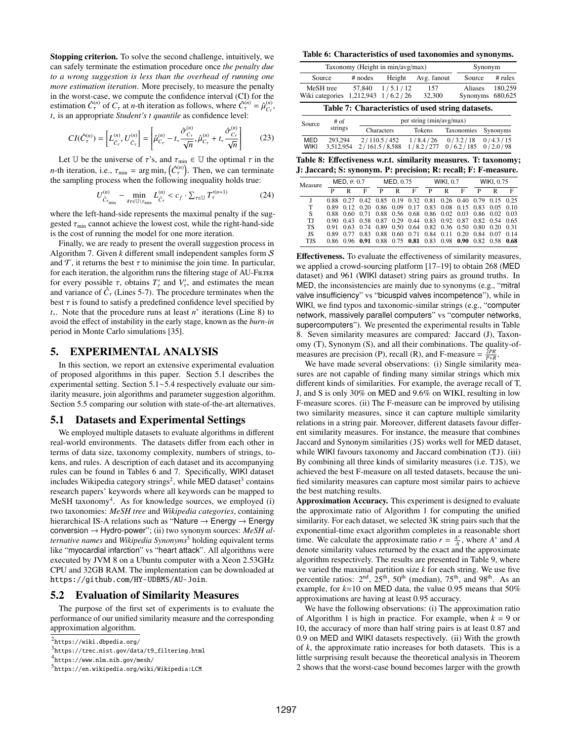**Stopping criterion.** To solve the second challenge, intuitively, we can safely terminate the estimation procedure once *the penalty due to a wrong suggestion is less than the overhead of running one more estimation iteration*. More precisely, to measure the penalty in the worst-case, we compute the confidence interval (CI) for the estimation $\hat{C}_\tau^{(n)}$ of $C_\tau$ at $n$-th iteration as follows, where $\hat{C}_\tau^{(n)} = \hat{\mu}_{C_\tau}^{(n)}$, $t_*$ is an appropriate *Student's t quantile* as confidence level:

$$CI(\hat{C}_\tau^{(n)}) = \left[L_{\hat{C}_\tau}^{(n)}, U_{\hat{C}_\tau}^{(n)}\right] = \left[\hat{\mu}_{C_\tau}^{(n)} - t_* \frac{\hat{\sigma}_{C_\tau}^{(n)}}{\sqrt{n}}, \hat{\mu}_{C_\tau}^{(n)} + t_* \frac{\hat{\sigma}_{C_\tau}^{(n)}}{\sqrt{n}}\right] \tag{23}$$

Let $\mathbb{U}$ be the universe of $\tau$'s, and $\tau_{\min} \in \mathbb{U}$ the optimal $\tau$ in the $n$-th iteration, i.e., $\tau_{\min} = \arg\min_\tau \left(\hat{C}_\tau^{(n)}\right)$. Then, we can terminate the sampling process when the following inequality holds true:

$$U_{\hat{C}_{\tau_{\min}}}^{(n)} - \min_{\forall \tau \in \mathbb{U} \setminus \tau_{\min}} L_{\hat{C}_\tau}^{(n)} < c_f \cdot \sum_{\tau \in \mathbb{U}} T_\tau'^{(n+1)} \tag{24}$$

where the left-hand-side represents the maximal penalty if the suggested $\tau_{\min}$ cannot achieve the lowest cost, while the right-hand-side is the cost of running the model for one more iteration.

Finally, we are ready to present the overall suggestion process in Algorithm 7. Given $k$ different small independent samples form $\mathcal{S}$ and $\mathcal{T}$, it returns the best $\tau$ to minimise the join time. In particular, for each iteration, the algorithm runs the filtering stage of AU-Filter for every possible $\tau$, obtains $T'_\tau$ and $V'_\tau$, and estimates the mean and variance of $\hat{C}_\tau$ (Lines 5-7). The procedure terminates when the best $\tau$ is found to satisfy a predefined confidence level specified by $t_*$. Note that the procedure runs at least $n^*$ iterations (Line 8) to avoid the effect of instability in the early stage, known as the *burn-in* period in Monte Carlo simulations [35].

## 5. EXPERIMENTAL ANALYSIS

In this section, we report an extensive experimental evaluation of proposed algorithms in this paper. Section 5.1 describes the experimental setting. Section 5.1~5.4 respectively evaluate our similarity measure, join algorithms and parameter suggestion algorithm. Section 5.5 comparing our solution with state-of-the-art alternatives.

### 5.1 Datasets and Experimental Settings

We employed multiple datasets to evaluate algorithms in different real-world environments. The datasets differ from each other in terms of data size, taxonomy complexity, numbers of strings, tokens, and rules. A description of each dataset and its accompanying rules can be found in Tables 6 and 7. Specifically, WIKI dataset includes Wikipedia category strings[2], while MED dataset[3] contains research papers' keywords where all keywords can be mapped to MeSH taxonomy[4]. As for knowledge sources, we employed (i) two taxonomies: *MeSH tree* and *Wikipedia categories*, containing hierarchical IS-A relations such as "Nature → Energy → Energy conversion → Hydro-power"; (ii) two synonym sources: *MeSH alternative names* and *Wikipedia Synonyms*[5] holding equivalent terms like "myocardial infarction" vs "heart attack". All algorithms were executed by JVM 8 on a Ubuntu computer with a Xeon 2.53GHz CPU and 32GB RAM. The implementation can be downloaded at https://github.com/HY-UDBMS/AU-Join.

### 5.2 Evaluation of Similarity Measures

The purpose of the first set of experiments is to evaluate the performance of our unified similarity measure and the corresponding approximation algorithm.

[2] https://wiki.dbpedia.org/

[3] https://trec.nist.gov/data/t9_filtering.html

[4] https://www.nlm.nih.gov/mesh/

[5] https://en.wikipedia.org/wiki/Wikipedia:LCM

**Table 6: Characteristics of used taxonomies and synonyms.**

| Taxonomy (Height in min/avg/max) | | | | Synonym | |
|---|---|---|---|---|---|
| Source | # nodes | Height | Avg. fanout | Source | # rules |
| MeSH tree | 57,840 | 1 / 5.1 / 12 | 157 | Aliases | 180,259 |
| Wiki categories | 1,212,943 | 1 / 6.2 / 26 | 32,300 | Synonyms | 680,625 |

**Table 7: Characteristics of used string datasets.**

| Source | # of strings | per string (min/avg/max) | | | |
|---|---|---|---|---|---|
| | | Characters | Tokens | Taxonomies | Synonyms |
| MED | 293,294 | 2 / 110.5 / 452 | 1 / 8.4 / 26 | 0 / 3.2 / 18 | 0 / 4.3 / 15 |
| WIKI | 3,512,954 | 2 / 161.5 / 8,588 | 1 / 8.2 / 277 | 0 / 6.2 / 185 | 0 / 2.0 / 98 |

**Table 8: Effectiveness w.r.t. similarity measures. T: taxonomy; J: Jaccard; S: synonym. P: precision; R: recall; F: F-measure.**

| Measure | MED, θ: 0.7 | | | MED, 0.75 | | | WIKI, 0.7 | | | WIKI, 0.75 | | |
|---|---|---|---|---|---|---|---|---|---|---|---|---|
| | P | R | F | P | R | F | P | R | F | P | R | F |
| J | 0.88 | 0.27 | 0.42 | 0.85 | 0.19 | 0.32 | 0.81 | 0.26 | 0.40 | 0.79 | 0.15 | 0.25 |
| T | 0.89 | 0.12 | 0.20 | 0.86 | 0.09 | 0.17 | 0.83 | 0.08 | 0.15 | 0.83 | 0.05 | 0.10 |
| S | 0.88 | 0.60 | 0.71 | 0.88 | 0.56 | 0.68 | 0.86 | 0.02 | 0.03 | 0.86 | 0.02 | 0.03 |
| TJ | 0.90 | 0.43 | 0.58 | 0.87 | 0.29 | 0.44 | 0.83 | 0.92 | 0.87 | 0.82 | 0.54 | 0.65 |
| TS | 0.91 | 0.63 | 0.74 | 0.89 | 0.50 | 0.64 | 0.82 | 0.36 | 0.50 | 0.80 | 0.20 | 0.31 |
| JS | 0.89 | 0.77 | 0.83 | 0.88 | 0.60 | 0.71 | 0.84 | 0.11 | 0.20 | 0.84 | 0.07 | 0.14 |
| TJS | 0.86 | 0.96 | **0.91** | 0.88 | 0.75 | **0.81** | 0.83 | 0.98 | **0.90** | 0.82 | 0.58 | **0.68** |

**Effectiveness.** To evaluate the effectiveness of similarity measures, we applied a crowd-sourcing platform [17–19] to obtain 268 (MED dataset) and 961 (WIKI dataset) string pairs as ground truths. In MED, the inconsistencies are mainly due to synonyms (e.g., "mitral valve insufficiency" vs "bicuspid valves incompetence"), while in WIKI, we find typos and taxonomic-similar strings (e.g., "computer network, massively parallel computers" vs "computer networks, supercomputers"). We presented the experimental results in Table 8. Seven similarity measures are compared: Jaccard (J), Taxonomy (T), Synonym (S), and all their combinations. The quality-of-measures are precision (P), recall (R), and F-measure = $\frac{2PR}{P+R}$.

We have made several observations: (i) Single similarity measures are not capable of finding many similar strings which mix different kinds of similarities. For example, the average recall of T, J, and S is only 30% on MED and 9.6% on WIKI, resulting in low F-measure scores. (ii) The F-measure can be improved by utilising two similarity measures, since it can capture multiple similarity relations in a string pair. Moreover, different datasets favour different similarity measures. For instance, the measure that combines Jaccard and Synonym similarities (JS) works well for MED dataset, while WIKI favours taxonomy and Jaccard combination (TJ). (iii) By combining all three kinds of similarity measures (i.e. TJS), we achieved the best F-measure on all tested datasets, because the unified similarity measures can capture most similar pairs to achieve the best matching results.

**Approximation Accuracy.** This experiment is designed to evaluate the approximate ratio of Algorithm 1 for computing the unified similarity. For each dataset, we selected 3K string pairs such that the exponential-time exact algorithm completes in a reasonable short time. We calculate the approximate ratio $r = \frac{A^*}{A}$, where $A^*$ and $A$ denote similarity values returned by the exact and the approximate algorithm respectively. The results are presented in Table 9, where we varied the maximal partition size $k$ for each string. We use five percentile ratios: 2[nd], 25[th], 50[th] (median), 75[th], and 98[th]. As an example, for $k$=10 on MED data, the value 0.95 means that 50% approximations are having at least 0.95 accuracy.

We have the following observations: (i) The approximation ratio of Algorithm 1 is high in practice. For example, when $k = 9$ or 10, the accuracy of more than half string pairs is at least 0.87 and 0.9 on MED and WIKI datasets respectively. (ii) With the growth of $k$, the approximate ratio increases for both datasets. This is a little surprising result because the theoretical analysis in Theorem 2 shows that the worst-case bound becomes larger with the growth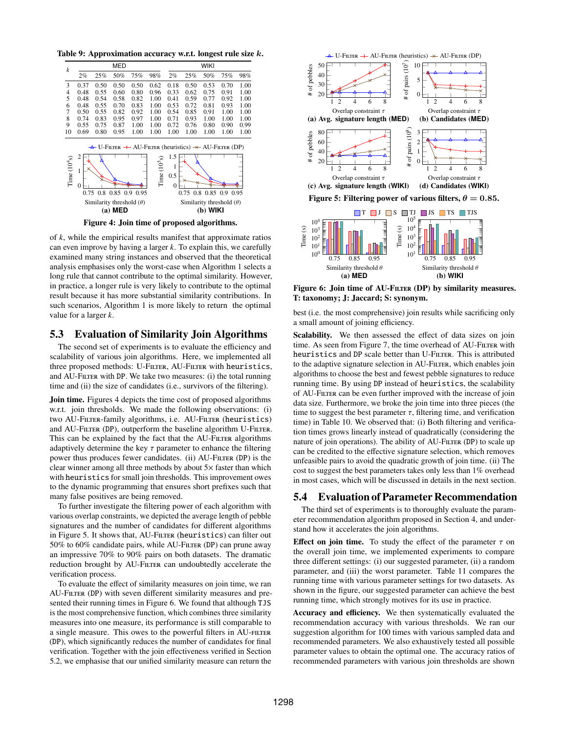**Table 9: Approximation accuracy w.r.t. longest rule size $k$.**

| $k$ | MED | | | | | WIKI | | | | |
|---|---|---|---|---|---|---|---|---|---|---|
| | 2% | 25% | 50% | 75% | 98% | 2% | 25% | 50% | 75% | 98% |
| 3 | 0.37 | 0.50 | 0.50 | 0.50 | 0.62 | 0.18 | 0.50 | 0.53 | 0.70 | 1.00 |
| 4 | 0.48 | 0.55 | 0.60 | 0.80 | 0.96 | 0.33 | 0.62 | 0.75 | 0.91 | 1.00 |
| 5 | 0.48 | 0.54 | 0.58 | 0.82 | 1.00 | 0.41 | 0.59 | 0.77 | 0.92 | 1.00 |
| 6 | 0.48 | 0.55 | 0.70 | 0.83 | 1.00 | 0.53 | 0.72 | 0.81 | 0.93 | 1.00 |
| 7 | 0.50 | 0.55 | 0.82 | 0.92 | 1.00 | 0.54 | 0.85 | 0.91 | 1.00 | 1.00 |
| 8 | 0.74 | 0.83 | 0.95 | 0.97 | 1.00 | 0.71 | 0.93 | 1.00 | 1.00 | 1.00 |
| 9 | 0.55 | 0.75 | 0.87 | 1.00 | 1.00 | 0.72 | 0.76 | 0.80 | 0.90 | 0.99 |
| 10 | 0.69 | 0.80 | 0.95 | 1.00 | 1.00 | 1.00 | 1.00 | 1.00 | 1.00 | 1.00 |

**Figure 4: Join time of proposed algorithms.** (a) MED (b) WIKI

of $k$, while the empirical results manifest that approximate ratios can even improve by having a larger $k$. To explain this, we carefully examined many string instances and observed that the theoretical analysis emphasises only the worst-case when Algorithm 1 selects a long rule that cannot contribute to the optimal similarity. However, in practice, a longer rule is very likely to contribute to the optimal result because it has more substantial similarity contributions. In such scenarios, Algorithm 1 is more likely to return the optimal value for a larger $k$.

## 5.3 Evaluation of Similarity Join Algorithms

The second set of experiments is to evaluate the efficiency and scalability of various join algorithms. Here, we implemented all three proposed methods: U-Filter, AU-Filter with `heuristics`, and AU-Filter with `DP`. We take two measures: (i) the total running time and (ii) the size of candidates (i.e., survivors of the filtering).

**Join time.** Figures 4 depicts the time cost of proposed algorithms w.r.t. join thresholds. We made the following observations: (i) two AU-Filter-family algorithms, i.e. AU-Filter (`heuristics`) and AU-Filter (`DP`), outperform the baseline algorithm U-Filter. This can be explained by the fact that the AU-Filter algorithms adaptively determine the key $\tau$ parameter to enhance the filtering power thus produces fewer candidates. (ii) AU-Filter (`DP`) is the clear winner among all three methods by about 5× faster than which with `heuristics` for small join thresholds. This improvement owes to the dynamic programming that ensures short prefixes such that many false positives are being removed.

To further investigate the filtering power of each algorithm with various overlap constraints, we depicted the average length of pebble signatures and the number of candidates for different algorithms in Figure 5. It shows that, AU-Filter (`heuristics`) can filter out 50% to 60% candidate pairs, while AU-Filter (`DP`) can prune away an impressive 70% to 90% pairs on both datasets. The dramatic reduction brought by AU-Filter can undoubtedly accelerate the verification process.

To evaluate the effect of similarity measures on join time, we ran AU-Filter (`DP`) with seven different similarity measures and presented their running times in Figure 6. We found that although `TJS` is the most comprehensive function, which combines three similarity measures into one measure, its performance is still comparable to a single measure. This owes to the powerful filters in AU-filter (`DP`), which significantly reduces the number of candidates for final verification. Together with the join effectiveness verified in Section 5.2, we emphasise that our unified similarity measure can return the best (i.e. the most comprehensive) join results while sacrificing only a small amount of joining efficiency.

**Figure 5: Filtering power of various filters, $\theta = 0.85$.** (a) Avg. signature length (MED) (b) Candidates (MED) (c) Avg. signature length (WIKI) (d) Candidates (WIKI)

**Figure 6: Join time of AU-Filter (DP) by similarity measures. T: taxonomy; J: Jaccard; S: synonym.** (a) MED (b) WIKI

**Scalability.** We then assessed the effect of data sizes on join time. As seen from Figure 7, the time overhead of AU-Filter with `heuristics` and `DP` scale better than U-Filter. This is attributed to the adaptive signature selection in AU-Filter, which enables join algorithms to choose the best and fewest pebble signatures to reduce running time. By using `DP` instead of `heuristics`, the scalability of AU-Filter can be even further improved with the increase of join data size. Furthermore, we broke the join time into three pieces (the time to suggest the best parameter $\tau$, filtering time, and verification time) in Table 10. We observed that: (i) Both filtering and verification times grows linearly instead of quadratically (considering the nature of join operations). The ability of AU-Filter (`DP`) to scale up can be credited to the effective signature selection, which removes unfeasible pairs to avoid the quadratic growth of join time. (ii) The cost to suggest the best parameters takes only less than 1% overhead in most cases, which will be discussed in details in the next section.

## 5.4 Evaluation of Parameter Recommendation

The third set of experiments is to thoroughly evaluate the parameter recommendation algorithm proposed in Section 4, and understand how it accelerates the join algorithms.

**Effect on join time.** To study the effect of the parameter $\tau$ on the overall join time, we implemented experiments to compare three different settings: (i) our suggested parameter, (ii) a random parameter, and (iii) the worst parameter. Table 11 compares the running time with various parameter settings for two datasets. As shown in the figure, our suggested parameter can achieve the best running time, which strongly motives for its use in practice.

**Accuracy and efficiency.** We then systematically evaluated the recommendation accuracy with various thresholds. We ran our suggestion algorithm for 100 times with various sampled data and recommended parameters. We also exhaustively tested all possible parameter values to obtain the optimal one. The accuracy ratios of recommended parameters with various join thresholds are shown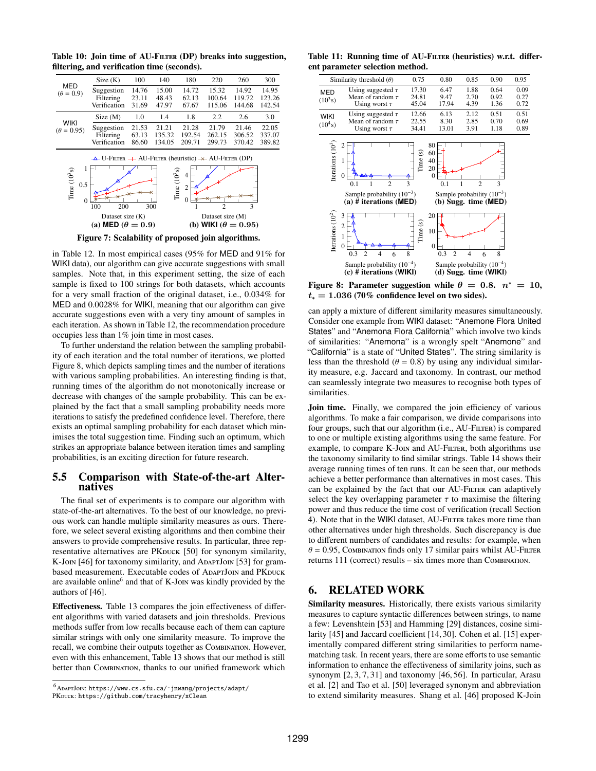**Table 10: Join time of AU-Filter (DP) breaks into suggestion, filtering, and verification time (seconds).**

| | Size (K) | 100 | 140 | 180 | 220 | 260 | 300 |
|---|---|---|---|---|---|---|---|
| MED ($\theta = 0.9$) | Suggestion | 14.76 | 15.00 | 14.72 | 15.32 | 14.92 | 14.95 |
| | Filtering | 23.11 | 48.43 | 62.13 | 100.64 | 119.72 | 123.26 |
| | Verification | 31.69 | 47.97 | 67.67 | 115.06 | 144.68 | 142.54 |
| | Size (M) | 1.0 | 1.4 | 1.8 | 2.2 | 2.6 | 3.0 |
| WIKI ($\theta = 0.95$) | Suggestion | 21.53 | 21.21 | 21.28 | 21.79 | 21.46 | 22.05 |
| | Filtering | 63.13 | 135.32 | 192.54 | 262.15 | 306.52 | 337.07 |
| | Verification | 86.60 | 134.05 | 209.71 | 299.73 | 370.42 | 389.82 |

**Figure 7: Scalability of proposed join algorithms.** (a) MED ($\theta = 0.9$) (b) WIKI ($\theta = 0.95$)

in Table 12. In most empirical cases (95% for MED and 91% for WIKI data), our algorithm can give accurate suggestions with small samples. Note that, in this experiment setting, the size of each sample is fixed to 100 strings for both datasets, which accounts for a very small fraction of the original dataset, i.e., 0.034% for MED and 0.0028% for WIKI, meaning that our algorithm can give accurate suggestions even with a very tiny amount of samples in each iteration. As shown in Table 12, the recommendation procedure occupies less than 1% join time in most cases.

To further understand the relation between the sampling probability of each iteration and the total number of iterations, we plotted Figure 8, which depicts sampling times and the number of iterations with various sampling probabilities. An interesting finding is that, running times of the algorithm do not monotonically increase or decrease with changes of the sample probability. This can be explained by the fact that a small sampling probability needs more iterations to satisfy the predefined confidence level. Therefore, there exists an optimal sampling probability for each dataset which minimises the total suggestion time. Finding such an optimum, which strikes an appropriate balance between iteration times and sampling probabilities, is an exciting direction for future research.

## 5.5 Comparison with State-of-the-art Alternatives

The final set of experiments is to compare our algorithm with state-of-the-art alternatives. To the best of our knowledge, no previous work can handle multiple similarity measures as ours. Therefore, we select several existing algorithms and then combine their answers to provide comprehensive results. In particular, three representative alternatives are PKduck [50] for synonym similarity, K-Join [46] for taxonomy similarity, and AdaptJoin [53] for gram-based measurement. Executable codes of AdaptJoin and PKduck are available online[6] and that of K-Join was kindly provided by the authors of [46].

**Effectiveness.** Table 13 compares the join effectiveness of different algorithms with varied datasets and join thresholds. Previous methods suffer from low recalls because each of them can capture similar strings with only one similarity measure. To improve the recall, we combine their outputs together as Combination. However, even with this enhancement, Table 13 shows that our method is still better than Combination, thanks to our unified framework which can apply a mixture of different similarity measures simultaneously. Consider one example from WIKI dataset: "Anemone Flora United States" and "Anemona Flora California" which involve two kinds of similarities: "Anemona" is a wrongly spelt "Anemone" and "California" is a state of "United States". The string similarity is less than the threshold ($\theta = 0.8$) by using any individual similarity measure, e.g. Jaccard and taxonomy. In contrast, our method can seamlessly integrate two measures to recognise both types of similarities.

**Join time.** Finally, we compared the join efficiency of various algorithms. To make a fair comparison, we divide comparisons into four groups, such that our algorithm (i.e., AU-Filter) is compared to one or multiple existing algorithms using the same feature. For example, to compare K-Join and AU-Filter, both algorithms use the taxonomy similarity to find similar strings. Table 14 shows their average running times of ten runs. It can be seen that, our methods achieve a better performance than alternatives in most cases. This can be explained by the fact that our AU-Filter can adaptively select the key overlapping parameter $\tau$ to maximise the filtering power and thus reduce the time cost of verification (recall Section 4). Note that in the WIKI dataset, AU-Filter takes more time than other alternatives under high thresholds. Such discrepancy is due to different numbers of candidates and results: for example, when $\theta = 0.95$, Combination finds only 17 similar pairs whilst AU-Filter returns 111 (correct) results – six times more than Combination.

[6] AdaptJoin: https://www.cs.sfu.ca/~jnwang/projects/adapt/
PKduck: https://github.com/tracyhenry/xClean

**Table 11: Running time of AU-Filter (heuristics) w.r.t. different parameter selection method.**

| | Similarity threshold ($\theta$) | 0.75 | 0.80 | 0.85 | 0.90 | 0.95 |
|---|---|---|---|---|---|---|
| MED ($10^3$s) | Using suggested $\tau$ | 17.30 | 6.47 | 1.88 | 0.64 | 0.09 |
| | Mean of random $\tau$ | 24.81 | 9.47 | 2.70 | 0.92 | 0.27 |
| | Using worst $\tau$ | 45.04 | 17.94 | 4.39 | 1.36 | 0.72 |
| WIKI ($10^4$s) | Using suggested $\tau$ | 12.66 | 6.13 | 2.12 | 0.51 | 0.51 |
| | Mean of random $\tau$ | 22.55 | 8.30 | 2.85 | 0.70 | 0.69 |
| | Using worst $\tau$ | 34.41 | 13.01 | 3.91 | 1.18 | 0.89 |

**Figure 8: Parameter suggestion while $\theta = 0.8$. $n^* = 10$, $t_* = 1.036$ (70% confidence level on two sides).** (a) # iterations (MED) (b) Sugg. time (MED) (c) # iterations (WIKI) (d) Sugg. time (WIKI)

## 6. RELATED WORK

**Similarity measures.** Historically, there exists various similarity measures to capture syntactic differences between strings, to name a few: Levenshtein [53] and Hamming [29] distances, cosine similarity [45] and Jaccard coefficient [14, 30]. Cohen et al. [15] experimentally compared different string similarities to perform name-matching task. In recent years, there are some efforts to use semantic information to enhance the effectiveness of similarity joins, such as synonym [2, 3, 7, 31] and taxonomy [46, 56]. In particular, Arasu et al. [2] and Tao et al. [50] leveraged synonym and abbreviation to extend similarity measures. Shang et al. [46] proposed K-Join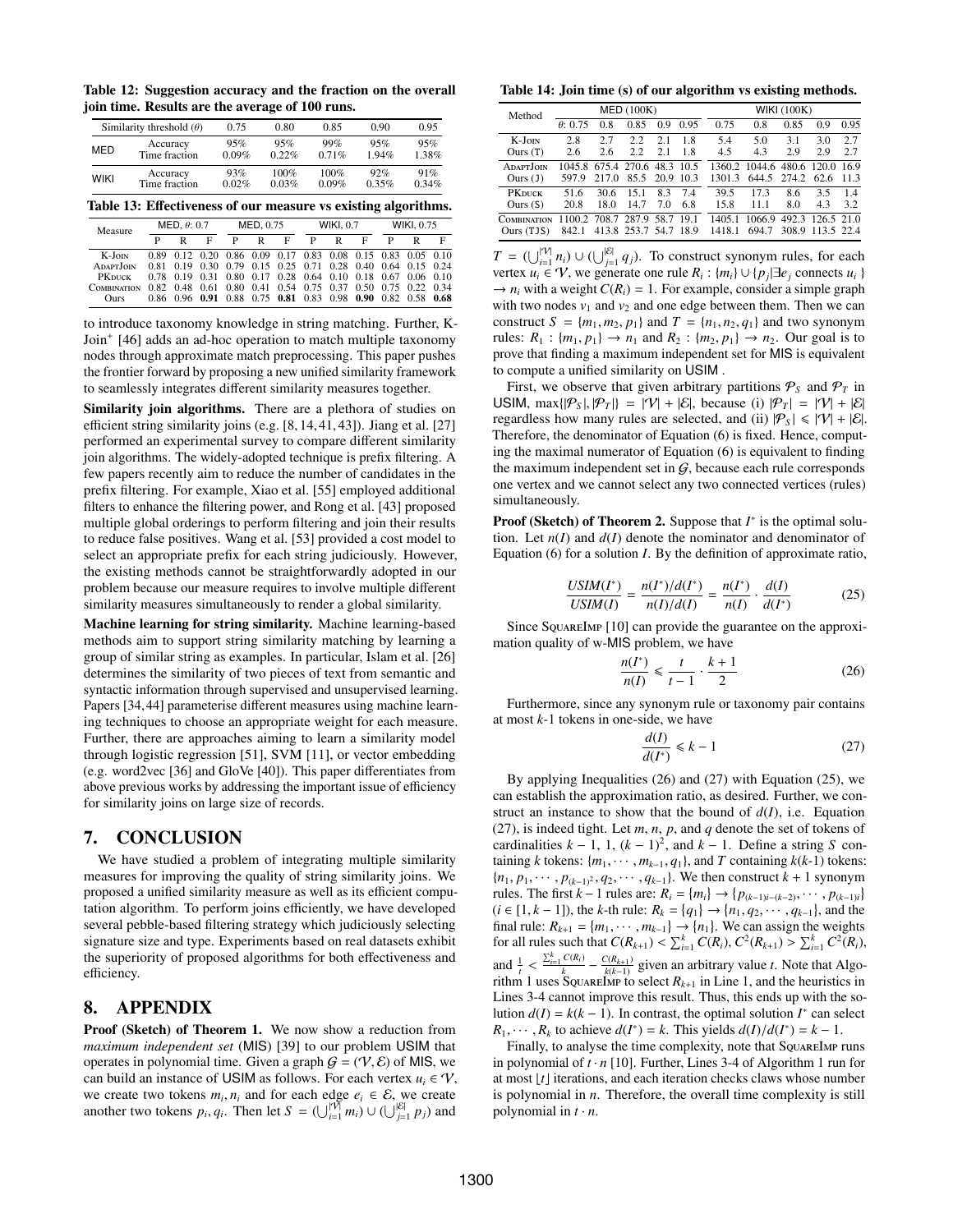Table 12: Suggestion accuracy and the fraction on the overall join time. Results are the average of 100 runs.

| Similarity threshold ($\theta$) | | 0.75 | 0.80 | 0.85 | 0.90 | 0.95 |
|---|---|---|---|---|---|---|
| MED | Accuracy | 95% | 95% | 99% | 95% | 95% |
| | Time fraction | 0.09% | 0.22% | 0.71% | 1.94% | 1.38% |
| WIKI | Accuracy | 93% | 100% | 100% | 92% | 91% |
| | Time fraction | 0.02% | 0.03% | 0.09% | 0.35% | 0.34% |

Table 13: Effectiveness of our measure vs existing algorithms.

| Measure | MED, $\theta$: 0.7 | | | MED, 0.75 | | | WIKI, 0.7 | | | WIKI, 0.75 | | |
|---|---|---|---|---|---|---|---|---|---|---|---|---|
| | P | R | F | P | R | F | P | R | F | P | R | F |
| K-Join | 0.89 | 0.12 | 0.20 | 0.86 | 0.09 | 0.17 | 0.83 | 0.08 | 0.15 | 0.83 | 0.05 | 0.10 |
| AdaptJoin | 0.81 | 0.19 | 0.30 | 0.79 | 0.15 | 0.25 | 0.71 | 0.28 | 0.40 | 0.64 | 0.15 | 0.24 |
| PKduck | 0.78 | 0.19 | 0.31 | 0.80 | 0.17 | 0.28 | 0.64 | 0.10 | 0.18 | 0.67 | 0.06 | 0.10 |
| Combination | 0.82 | 0.48 | 0.61 | 0.80 | 0.41 | 0.54 | 0.75 | 0.37 | 0.50 | 0.75 | 0.22 | 0.34 |
| Ours | 0.86 | 0.96 | **0.91** | 0.88 | 0.75 | **0.81** | 0.83 | 0.98 | **0.90** | 0.82 | 0.58 | **0.68** |

to introduce taxonomy knowledge in string matching. Further, K-Join+ [46] adds an ad-hoc operation to match multiple taxonomy nodes through approximate match preprocessing. This paper pushes the frontier forward by proposing a new unified similarity framework to seamlessly integrates different similarity measures together.

**Similarity join algorithms.** There are a plethora of studies on efficient string similarity joins (e.g. [8, 14, 41, 43]). Jiang et al. [27] performed an experimental survey to compare different similarity join algorithms. The widely-adopted technique is prefix filtering. A few papers recently aim to reduce the number of candidates in the prefix filtering. For example, Xiao et al. [55] employed additional filters to enhance the filtering power, and Rong et al. [43] proposed multiple global orderings to perform filtering and join their results to reduce false positives. Wang et al. [53] provided a cost model to select an appropriate prefix for each string judiciously. However, the existing methods cannot be straightforwardly adopted in our problem because our measure requires to involve multiple different similarity measures simultaneously to render a global similarity.

**Machine learning for string similarity.** Machine learning-based methods aim to support string similarity matching by learning a group of similar string as examples. In particular, Islam et al. [26] determines the similarity of two pieces of text from semantic and syntactic information through supervised and unsupervised learning. Papers [34, 44] parameterise different measures using machine learning techniques to choose an appropriate weight for each measure. Further, there are approaches aiming to learn a similarity model through logistic regression [51], SVM [11], or vector embedding (e.g. word2vec [36] and GloVe [40]). This paper differentiates from above previous works by addressing the important issue of efficiency for similarity joins on large size of records.

## 7. CONCLUSION

We have studied a problem of integrating multiple similarity measures for improving the quality of string similarity joins. We proposed a unified similarity measure as well as its efficient computation algorithm. To perform joins efficiently, we have developed several pebble-based filtering strategy which judiciously selecting signature size and type. Experiments based on real datasets exhibit the superiority of proposed algorithms for both effectiveness and efficiency.

## 8. APPENDIX

**Proof (Sketch) of Theorem 1.** We now show a reduction from *maximum independent set* (MIS) [39] to our problem USIM that operates in polynomial time. Given a graph $\mathcal{G} = (\mathcal{V}, \mathcal{E})$ of MIS, we can build an instance of USIM as follows. For each vertex $u_i \in \mathcal{V}$, we create two tokens $m_i, n_i$ and for each edge $e_i \in \mathcal{E}$, we create another two tokens $p_i, q_i$. Then let $S = (\bigcup_{i=1}^{|\mathcal{V}|} m_i) \cup (\bigcup_{j=1}^{|\mathcal{E}|} p_j)$ and

Table 14: Join time (s) of our algorithm vs existing methods.

| Method | MED (100K) | | | | | WIKI (100K) | | | | |
|---|---|---|---|---|---|---|---|---|---|---|
| | $\theta$: 0.75 | 0.8 | 0.85 | 0.9 | 0.95 | 0.75 | 0.8 | 0.85 | 0.9 | 0.95 |
| K-Join | 2.8 | 2.7 | 2.2 | 2.1 | 1.8 | 5.4 | 5.0 | 3.1 | 3.0 | 2.7 |
| Ours (T) | 2.6 | 2.6 | 2.2 | 2.1 | 1.8 | 4.5 | 4.3 | 2.9 | 2.9 | 2.7 |
| AdaptJoin | 1045.8 | 675.4 | 270.6 | 48.3 | 10.5 | 1360.2 | 1044.6 | 480.6 | 120.0 | 16.9 |
| Ours (J) | 597.9 | 217.0 | 85.5 | 20.9 | 10.3 | 1301.3 | 644.5 | 274.2 | 62.6 | 11.3 |
| PKduck | 51.6 | 30.6 | 15.1 | 8.3 | 7.4 | 39.5 | 17.3 | 8.6 | 3.5 | 1.4 |
| Ours (S) | 20.8 | 18.0 | 14.7 | 7.0 | 6.8 | 15.8 | 11.1 | 8.0 | 4.3 | 3.2 |
| Combination | 1100.2 | 708.7 | 287.9 | 58.7 | 19.1 | 1405.1 | 1066.9 | 492.3 | 126.5 | 21.0 |
| Ours (TJS) | 842.1 | 413.8 | 253.7 | 54.7 | 18.9 | 1418.1 | 694.7 | 308.9 | 113.5 | 22.4 |

$T = (\bigcup_{i=1}^{|\mathcal{V}|} n_i) \cup (\bigcup_{j=1}^{|\mathcal{E}|} q_j)$. To construct synonym rules, for each vertex $u_i \in \mathcal{V}$, we generate one rule $R_i : \{m_i\} \cup \{p_j | \exists e_j \text{ connects } u_i\} \to n_i$ with a weight $C(R_i) = 1$. For example, consider a simple graph with two nodes $v_1$ and $v_2$ and one edge between them. Then we can construct $S = \{m_1, m_2, p_1\}$ and $T = \{n_1, n_2, q_1\}$ and two synonym rules: $R_1 : \{m_1, p_1\} \to n_1$ and $R_2 : \{m_2, p_1\} \to n_2$. Our goal is to prove that finding a maximum independent set for MIS is equivalent to compute a unified similarity on USIM .

First, we observe that given arbitrary partitions $\mathcal{P}_S$ and $\mathcal{P}_T$ in USIM, $\max\{|\mathcal{P}_S|, |\mathcal{P}_T|\} = |\mathcal{V}| + |\mathcal{E}|$, because (i) $|\mathcal{P}_T| = |\mathcal{V}| + |\mathcal{E}|$ regardless how many rules are selected, and (ii) $|\mathcal{P}_S| \leqslant |\mathcal{V}| + |\mathcal{E}|$. Therefore, the denominator of Equation (6) is fixed. Hence, computing the maximal numerator of Equation (6) is equivalent to finding the maximum independent set in $\mathcal{G}$, because each rule corresponds one vertex and we cannot select any two connected vertices (rules) simultaneously.

**Proof (Sketch) of Theorem 2.** Suppose that $I^*$ is the optimal solution. Let $n(I)$ and $d(I)$ denote the nominator and denominator of Equation (6) for a solution $I$. By the definition of approximate ratio,

$$\frac{USIM(I^*)}{USIM(I)} = \frac{n(I^*)/d(I^*)}{n(I)/d(I)} = \frac{n(I^*)}{n(I)} \cdot \frac{d(I)}{d(I^*)} \tag{25}$$

Since SquareImp [10] can provide the guarantee on the approximation quality of w-MIS problem, we have

$$\frac{n(I^*)}{n(I)} \leqslant \frac{t}{t-1} \cdot \frac{k+1}{2} \tag{26}$$

Furthermore, since any synonym rule or taxonomy pair contains at most $k$-1 tokens in one-side, we have

$$\frac{d(I)}{d(I^*)} \leqslant k - 1 \tag{27}$$

By applying Inequalities (26) and (27) with Equation (25), we can establish the approximation ratio, as desired. Further, we construct an instance to show that the bound of $d(I)$, i.e. Equation (27), is indeed tight. Let $m$, $n$, $p$, and $q$ denote the set of tokens of cardinalities $k-1$, 1, $(k-1)^2$, and $k-1$. Define a string $S$ containing $k$ tokens: $\{m_1, \cdots, m_{k-1}, q_1\}$, and $T$ containing $k(k\text{-}1)$ tokens: $\{n_1, p_1, \cdots, p_{(k-1)^2}, q_2, \cdots, q_{k-1}\}$. We then construct $k+1$ synonym rules. The first $k-1$ rules are: $R_i = \{m_i\} \to \{p_{(k-1)i-(k-2)}, \cdots, p_{(k-1)i}\}$ ($i \in [1, k-1]$), the $k$-th rule: $R_k = \{q_1\} \to \{n_1, q_2, \cdots, q_{k-1}\}$, and the final rule: $R_{k+1} = \{m_1, \cdots, m_{k-1}\} \to \{n_1\}$. We can assign the weights for all rules such that $C(R_{k+1}) < \sum_{i=1}^{k} C(R_i)$, $C^2(R_{k+1}) > \sum_{i=1}^{k} C^2(R_i)$, and $\frac{1}{t} < \frac{\sum_{i=1}^{k} C(R_i)}{k} - \frac{C(R_{k+1})}{k(k-1)}$ given an arbitrary value $t$. Note that Algorithm 1 uses SquareImp to select $R_{k+1}$ in Line 1, and the heuristics in Lines 3-4 cannot improve this result. Thus, this ends up with the solution $d(I) = k(k-1)$. In contrast, the optimal solution $I^*$ can select $R_1, \cdots, R_k$ to achieve $d(I^*) = k$. This yields $d(I)/d(I^*) = k - 1$.

Finally, to analyse the time complexity, note that SquareImp runs in polynomial of $t \cdot n$ [10]. Further, Lines 3-4 of Algorithm 1 run for at most $\lfloor t \rfloor$ iterations, and each iteration checks claws whose number is polynomial in $n$. Therefore, the overall time complexity is still polynomial in $t \cdot n$.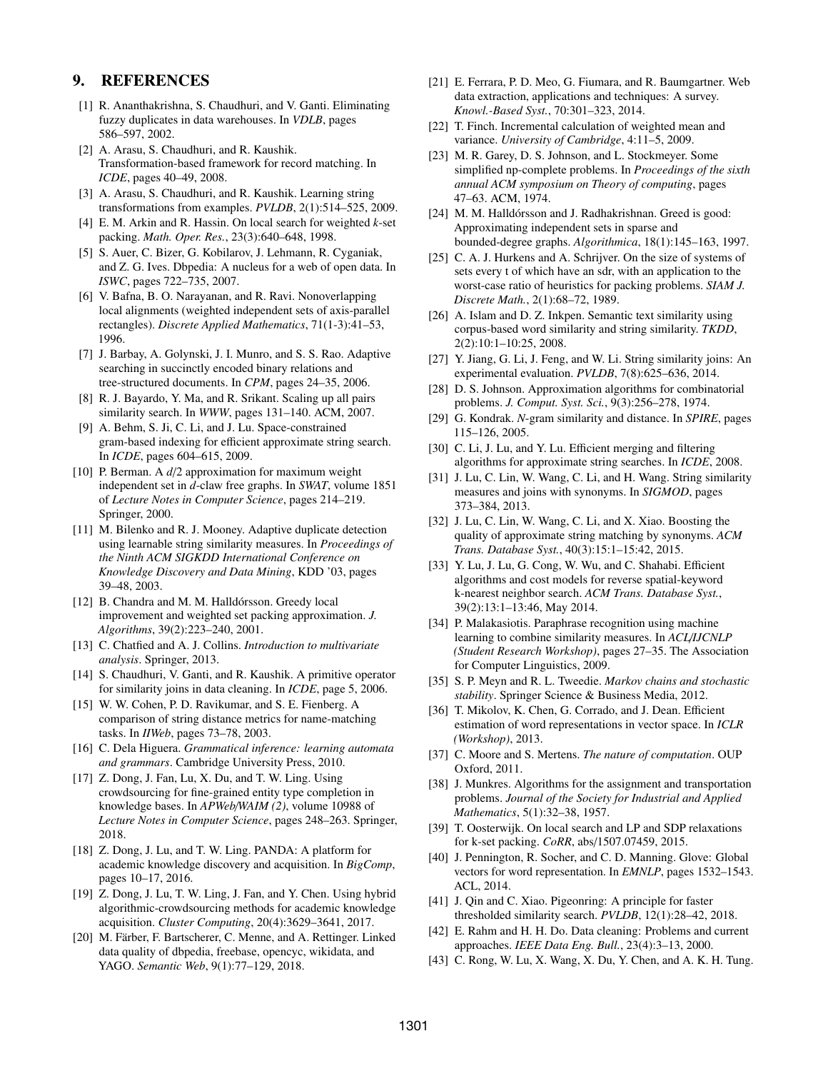## 9. REFERENCES

[1] R. Ananthakrishna, S. Chaudhuri, and V. Ganti. Eliminating fuzzy duplicates in data warehouses. In *VDLB*, pages 586–597, 2002.

[2] A. Arasu, S. Chaudhuri, and R. Kaushik. Transformation-based framework for record matching. In *ICDE*, pages 40–49, 2008.

[3] A. Arasu, S. Chaudhuri, and R. Kaushik. Learning string transformations from examples. *PVLDB*, 2(1):514–525, 2009.

[4] E. M. Arkin and R. Hassin. On local search for weighted $k$-set packing. *Math. Oper. Res.*, 23(3):640–648, 1998.

[5] S. Auer, C. Bizer, G. Kobilarov, J. Lehmann, R. Cyganiak, and Z. G. Ives. Dbpedia: A nucleus for a web of open data. In *ISWC*, pages 722–735, 2007.

[6] V. Bafna, B. O. Narayanan, and R. Ravi. Nonoverlapping local alignments (weighted independent sets of axis-parallel rectangles). *Discrete Applied Mathematics*, 71(1-3):41–53, 1996.

[7] J. Barbay, A. Golynski, J. I. Munro, and S. S. Rao. Adaptive searching in succinctly encoded binary relations and tree-structured documents. In *CPM*, pages 24–35, 2006.

[8] R. J. Bayardo, Y. Ma, and R. Srikant. Scaling up all pairs similarity search. In *WWW*, pages 131–140. ACM, 2007.

[9] A. Behm, S. Ji, C. Li, and J. Lu. Space-constrained gram-based indexing for efficient approximate string search. In *ICDE*, pages 604–615, 2009.

[10] P. Berman. A $d/2$ approximation for maximum weight independent set in $d$-claw free graphs. In *SWAT*, volume 1851 of *Lecture Notes in Computer Science*, pages 214–219. Springer, 2000.

[11] M. Bilenko and R. J. Mooney. Adaptive duplicate detection using learnable string similarity measures. In *Proceedings of the Ninth ACM SIGKDD International Conference on Knowledge Discovery and Data Mining*, KDD '03, pages 39–48, 2003.

[12] B. Chandra and M. M. Halldórsson. Greedy local improvement and weighted set packing approximation. *J. Algorithms*, 39(2):223–240, 2001.

[13] C. Chatfied and A. J. Collins. *Introduction to multivariate analysis*. Springer, 2013.

[14] S. Chaudhuri, V. Ganti, and R. Kaushik. A primitive operator for similarity joins in data cleaning. In *ICDE*, page 5, 2006.

[15] W. W. Cohen, P. D. Ravikumar, and S. E. Fienberg. A comparison of string distance metrics for name-matching tasks. In *IIWeb*, pages 73–78, 2003.

[16] C. Dela Higuera. *Grammatical inference: learning automata and grammars*. Cambridge University Press, 2010.

[17] Z. Dong, J. Fan, Lu, X. Du, and T. W. Ling. Using crowdsourcing for fine-grained entity type completion in knowledge bases. In *APWeb/WAIM (2)*, volume 10988 of *Lecture Notes in Computer Science*, pages 248–263. Springer, 2018.

[18] Z. Dong, J. Lu, and T. W. Ling. PANDA: A platform for academic knowledge discovery and acquisition. In *BigComp*, pages 10–17, 2016.

[19] Z. Dong, J. Lu, T. W. Ling, J. Fan, and Y. Chen. Using hybrid algorithmic-crowdsourcing methods for academic knowledge acquisition. *Cluster Computing*, 20(4):3629–3641, 2017.

[20] M. Färber, F. Bartscherer, C. Menne, and A. Rettinger. Linked data quality of dbpedia, freebase, opencyc, wikidata, and YAGO. *Semantic Web*, 9(1):77–129, 2018.

[21] E. Ferrara, P. D. Meo, G. Fiumara, and R. Baumgartner. Web data extraction, applications and techniques: A survey. *Knowl.-Based Syst.*, 70:301–323, 2014.

[22] T. Finch. Incremental calculation of weighted mean and variance. *University of Cambridge*, 4:11–5, 2009.

[23] M. R. Garey, D. S. Johnson, and L. Stockmeyer. Some simplified np-complete problems. In *Proceedings of the sixth annual ACM symposium on Theory of computing*, pages 47–63. ACM, 1974.

[24] M. M. Halldórsson and J. Radhakrishnan. Greed is good: Approximating independent sets in sparse and bounded-degree graphs. *Algorithmica*, 18(1):145–163, 1997.

[25] C. A. J. Hurkens and A. Schrijver. On the size of systems of sets every t of which have an sdr, with an application to the worst-case ratio of heuristics for packing problems. *SIAM J. Discrete Math.*, 2(1):68–72, 1989.

[26] A. Islam and D. Z. Inkpen. Semantic text similarity using corpus-based word similarity and string similarity. *TKDD*, 2(2):10:1–10:25, 2008.

[27] Y. Jiang, G. Li, J. Feng, and W. Li. String similarity joins: An experimental evaluation. *PVLDB*, 7(8):625–636, 2014.

[28] D. S. Johnson. Approximation algorithms for combinatorial problems. *J. Comput. Syst. Sci.*, 9(3):256–278, 1974.

[29] G. Kondrak. *N*-gram similarity and distance. In *SPIRE*, pages 115–126, 2005.

[30] C. Li, J. Lu, and Y. Lu. Efficient merging and filtering algorithms for approximate string searches. In *ICDE*, 2008.

[31] J. Lu, C. Lin, W. Wang, C. Li, and H. Wang. String similarity measures and joins with synonyms. In *SIGMOD*, pages 373–384, 2013.

[32] J. Lu, C. Lin, W. Wang, C. Li, and X. Xiao. Boosting the quality of approximate string matching by synonyms. *ACM Trans. Database Syst.*, 40(3):15:1–15:42, 2015.

[33] Y. Lu, J. Lu, G. Cong, W. Wu, and C. Shahabi. Efficient algorithms and cost models for reverse spatial-keyword k-nearest neighbor search. *ACM Trans. Database Syst.*, 39(2):13:1–13:46, May 2014.

[34] P. Malakasiotis. Paraphrase recognition using machine learning to combine similarity measures. In *ACL/IJCNLP (Student Research Workshop)*, pages 27–35. The Association for Computer Linguistics, 2009.

[35] S. P. Meyn and R. L. Tweedie. *Markov chains and stochastic stability*. Springer Science & Business Media, 2012.

[36] T. Mikolov, K. Chen, G. Corrado, and J. Dean. Efficient estimation of word representations in vector space. In *ICLR (Workshop)*, 2013.

[37] C. Moore and S. Mertens. *The nature of computation*. OUP Oxford, 2011.

[38] J. Munkres. Algorithms for the assignment and transportation problems. *Journal of the Society for Industrial and Applied Mathematics*, 5(1):32–38, 1957.

[39] T. Oosterwijk. On local search and LP and SDP relaxations for k-set packing. *CoRR*, abs/1507.07459, 2015.

[40] J. Pennington, R. Socher, and C. D. Manning. Glove: Global vectors for word representation. In *EMNLP*, pages 1532–1543. ACL, 2014.

[41] J. Qin and C. Xiao. Pigeonring: A principle for faster thresholded similarity search. *PVLDB*, 12(1):28–42, 2018.

[42] E. Rahm and H. H. Do. Data cleaning: Problems and current approaches. *IEEE Data Eng. Bull.*, 23(4):3–13, 2000.

[43] C. Rong, W. Lu, X. Wang, X. Du, Y. Chen, and A. K. H. Tung.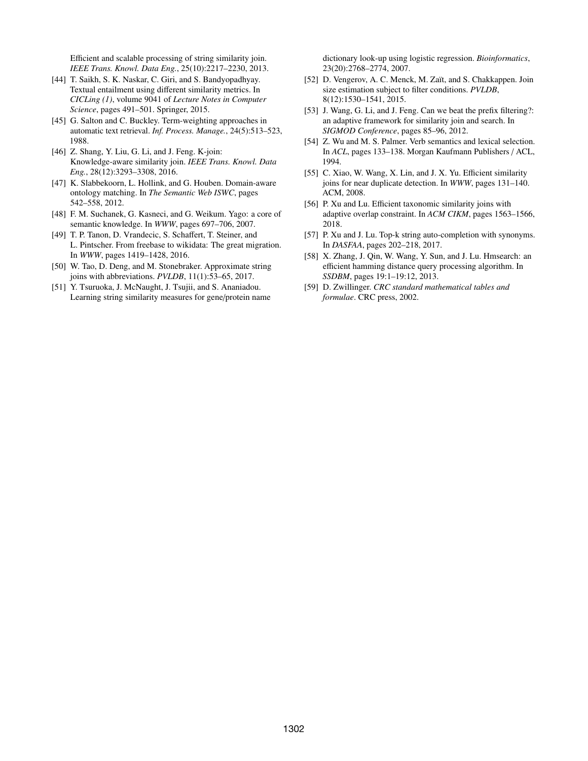Efficient and scalable processing of string similarity join. *IEEE Trans. Knowl. Data Eng.*, 25(10):2217–2230, 2013.

[44] T. Saikh, S. K. Naskar, C. Giri, and S. Bandyopadhyay. Textual entailment using different similarity metrics. In *CICLing (1)*, volume 9041 of *Lecture Notes in Computer Science*, pages 491–501. Springer, 2015.

[45] G. Salton and C. Buckley. Term-weighting approaches in automatic text retrieval. *Inf. Process. Manage.*, 24(5):513–523, 1988.

[46] Z. Shang, Y. Liu, G. Li, and J. Feng. K-join: Knowledge-aware similarity join. *IEEE Trans. Knowl. Data Eng.*, 28(12):3293–3308, 2016.

[47] K. Slabbekoorn, L. Hollink, and G. Houben. Domain-aware ontology matching. In *The Semantic Web ISWC*, pages 542–558, 2012.

[48] F. M. Suchanek, G. Kasneci, and G. Weikum. Yago: a core of semantic knowledge. In *WWW*, pages 697–706, 2007.

[49] T. P. Tanon, D. Vrandecic, S. Schaffert, T. Steiner, and L. Pintscher. From freebase to wikidata: The great migration. In *WWW*, pages 1419–1428, 2016.

[50] W. Tao, D. Deng, and M. Stonebraker. Approximate string joins with abbreviations. *PVLDB*, 11(1):53–65, 2017.

[51] Y. Tsuruoka, J. McNaught, J. Tsujii, and S. Ananiadou. Learning string similarity measures for gene/protein name dictionary look-up using logistic regression. *Bioinformatics*, 23(20):2768–2774, 2007.

[52] D. Vengerov, A. C. Menck, M. Zaït, and S. Chakkappen. Join size estimation subject to filter conditions. *PVLDB*, 8(12):1530–1541, 2015.

[53] J. Wang, G. Li, and J. Feng. Can we beat the prefix filtering?: an adaptive framework for similarity join and search. In *SIGMOD Conference*, pages 85–96, 2012.

[54] Z. Wu and M. S. Palmer. Verb semantics and lexical selection. In *ACL*, pages 133–138. Morgan Kaufmann Publishers / ACL, 1994.

[55] C. Xiao, W. Wang, X. Lin, and J. X. Yu. Efficient similarity joins for near duplicate detection. In *WWW*, pages 131–140. ACM, 2008.

[56] P. Xu and Lu. Efficient taxonomic similarity joins with adaptive overlap constraint. In *ACM CIKM*, pages 1563–1566, 2018.

[57] P. Xu and J. Lu. Top-k string auto-completion with synonyms. In *DASFAA*, pages 202–218, 2017.

[58] X. Zhang, J. Qin, W. Wang, Y. Sun, and J. Lu. Hmsearch: an efficient hamming distance query processing algorithm. In *SSDBM*, pages 19:1–19:12, 2013.

[59] D. Zwillinger. *CRC standard mathematical tables and formulae*. CRC press, 2002.